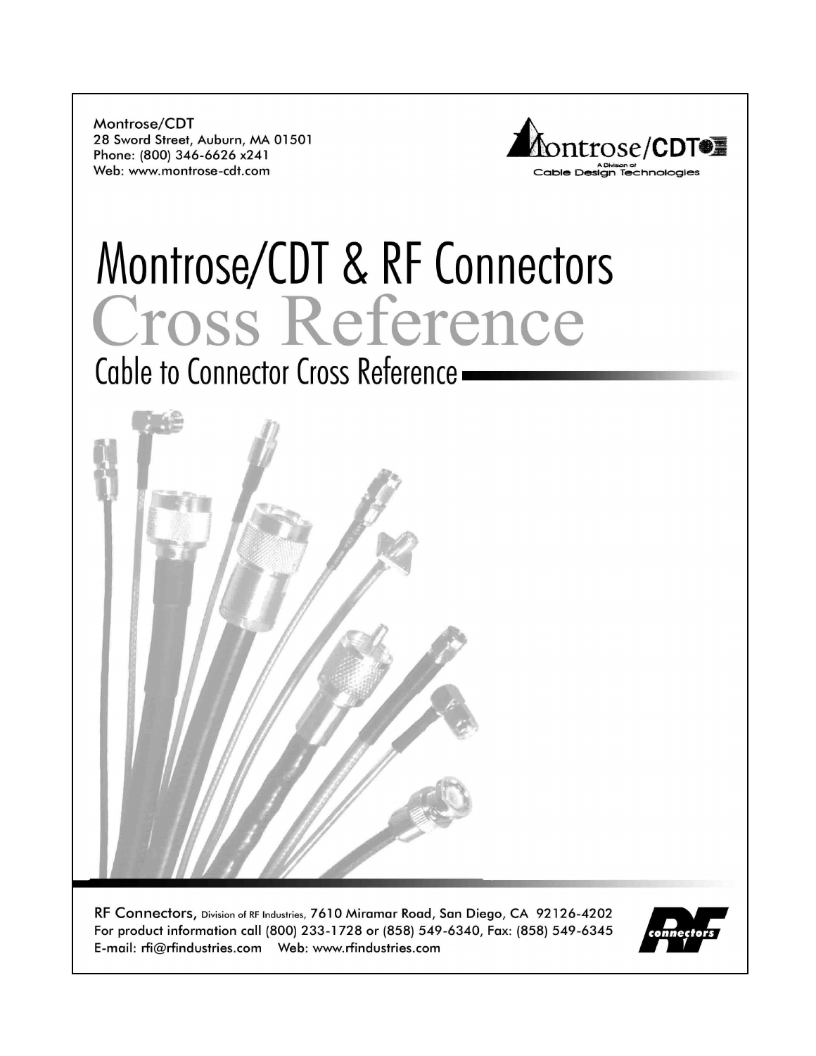Montrose/CDT
28 Sword Street, Auburn, MA 01501
Phone: (800) 346-6626 x241
Web: www.montrose-cdt.com

Montrose/CDT
A Division of Cable Design Technologies

# Montrose/CDT & RF Connectors

# Cross Reference

## Cable to Connector Cross Reference

RF Connectors, Division of RF Industries, 7610 Miramar Road, San Diego, CA 92126-4202
For product information call (800) 233-1728 or (858) 549-6340, Fax: (858) 549-6345
E-mail: rfi@rfindustries.com Web: www.rfindustries.com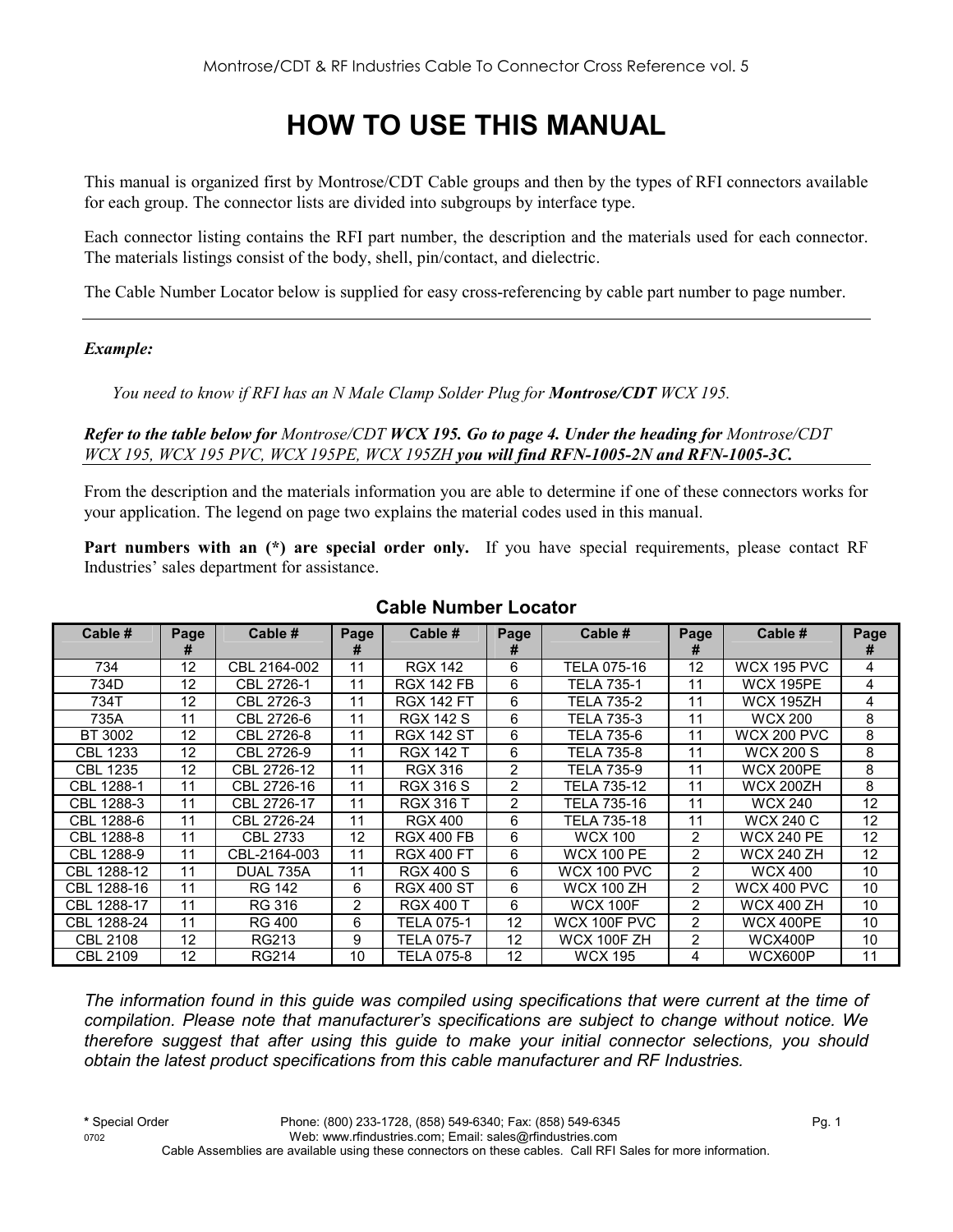# HOW TO USE THIS MANUAL

This manual is organized first by Montrose/CDT Cable groups and then by the types of RFI connectors available for each group. The connector lists are divided into subgroups by interface type.

Each connector listing contains the RFI part number, the description and the materials used for each connector. The materials listings consist of the body, shell, pin/contact, and dielectric.

The Cable Number Locator below is supplied for easy cross-referencing by cable part number to page number.

---

***Example:***

*You need to know if RFI has an N Male Clamp Solder Plug for **Montrose/CDT** WCX 195.*

***Refer to the table below for** Montrose/CDT **WCX 195. Go to page 4. Under the heading for** Montrose/CDT WCX 195, WCX 195 PVC, WCX 195PE, WCX 195ZH **you will find RFN-1005-2N and RFN-1005-3C.***

---

From the description and the materials information you are able to determine if one of these connectors works for your application. The legend on page two explains the material codes used in this manual.

**Part numbers with an (*) are special order only.** If you have special requirements, please contact RF Industries' sales department for assistance.

## Cable Number Locator

| Cable # | Page # | Cable # | Page # | Cable # | Page # | Cable # | Page # | Cable # | Page # |
|---|---|---|---|---|---|---|---|---|---|
| 734 | 12 | CBL 2164-002 | 11 | RGX 142 | 6 | TELA 075-16 | 12 | WCX 195 PVC | 4 |
| 734D | 12 | CBL 2726-1 | 11 | RGX 142 FB | 6 | TELA 735-1 | 11 | WCX 195PE | 4 |
| 734T | 12 | CBL 2726-3 | 11 | RGX 142 FT | 6 | TELA 735-2 | 11 | WCX 195ZH | 4 |
| 735A | 11 | CBL 2726-6 | 11 | RGX 142 S | 6 | TELA 735-3 | 11 | WCX 200 | 8 |
| BT 3002 | 12 | CBL 2726-8 | 11 | RGX 142 ST | 6 | TELA 735-6 | 11 | WCX 200 PVC | 8 |
| CBL 1233 | 12 | CBL 2726-9 | 11 | RGX 142 T | 6 | TELA 735-8 | 11 | WCX 200 S | 8 |
| CBL 1235 | 12 | CBL 2726-12 | 11 | RGX 316 | 2 | TELA 735-9 | 11 | WCX 200PE | 8 |
| CBL 1288-1 | 11 | CBL 2726-16 | 11 | RGX 316 S | 2 | TELA 735-12 | 11 | WCX 200ZH | 8 |
| CBL 1288-3 | 11 | CBL 2726-17 | 11 | RGX 316 T | 2 | TELA 735-16 | 11 | WCX 240 | 12 |
| CBL 1288-6 | 11 | CBL 2726-24 | 11 | RGX 400 | 6 | TELA 735-18 | 11 | WCX 240 C | 12 |
| CBL 1288-8 | 11 | CBL 2733 | 12 | RGX 400 FB | 6 | WCX 100 | 2 | WCX 240 PE | 12 |
| CBL 1288-9 | 11 | CBL-2164-003 | 11 | RGX 400 FT | 6 | WCX 100 PE | 2 | WCX 240 ZH | 12 |
| CBL 1288-12 | 11 | DUAL 735A | 11 | RGX 400 S | 6 | WCX 100 PVC | 2 | WCX 400 | 10 |
| CBL 1288-16 | 11 | RG 142 | 6 | RGX 400 ST | 6 | WCX 100 ZH | 2 | WCX 400 PVC | 10 |
| CBL 1288-17 | 11 | RG 316 | 2 | RGX 400 T | 6 | WCX 100F | 2 | WCX 400 ZH | 10 |
| CBL 1288-24 | 11 | RG 400 | 6 | TELA 075-1 | 12 | WCX 100F PVC | 2 | WCX 400PE | 10 |
| CBL 2108 | 12 | RG213 | 9 | TELA 075-7 | 12 | WCX 100F ZH | 2 | WCX400P | 10 |
| CBL 2109 | 12 | RG214 | 10 | TELA 075-8 | 12 | WCX 195 | 4 | WCX600P | 11 |

*The information found in this guide was compiled using specifications that were current at the time of compilation. Please note that manufacturer's specifications are subject to change without notice. We therefore suggest that after using this guide to make your initial connector selections, you should obtain the latest product specifications from this cable manufacturer and RF Industries.*

**\*** Special Order

Phone: (800) 233-1728, (858) 549-6340; Fax: (858) 549-6345
Web: www.rfindustries.com; Email: sales@rfindustries.com

Cable Assemblies are available using these connectors on these cables. Call RFI Sales for more information.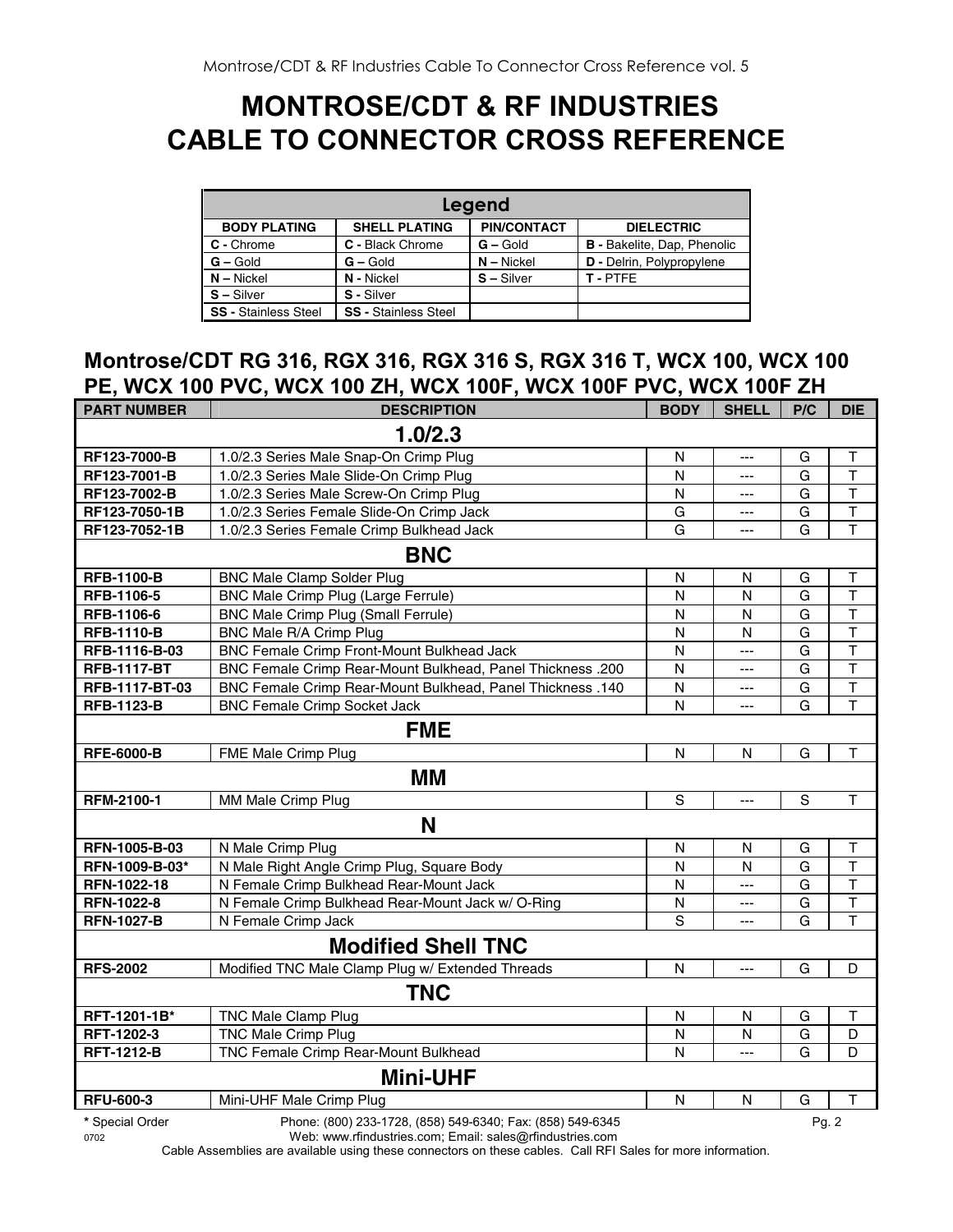# MONTROSE/CDT & RF INDUSTRIES CABLE TO CONNECTOR CROSS REFERENCE

| Legend | | | |
|---|---|---|---|
| **BODY PLATING** | **SHELL PLATING** | **PIN/CONTACT** | **DIELECTRIC** |
| **C -** Chrome | **C -** Black Chrome | **G –** Gold | **B -** Bakelite, Dap, Phenolic |
| **G –** Gold | **G –** Gold | **N –** Nickel | **D -** Delrin, Polypropylene |
| **N –** Nickel | **N -** Nickel | **S –** Silver | **T -** PTFE |
| **S –** Silver | **S -** Silver | | |
| **SS -** Stainless Steel | **SS -** Stainless Steel | | |

## Montrose/CDT RG 316, RGX 316, RGX 316 S, RGX 316 T, WCX 100, WCX 100 PE, WCX 100 PVC, WCX 100 ZH, WCX 100F, WCX 100F PVC, WCX 100F ZH

| PART NUMBER | DESCRIPTION | BODY | SHELL | P/C | DIE |
|---|---|---|---|---|---|
| **1.0/2.3** | | | | | |
| **RF123-7000-B** | 1.0/2.3 Series Male Snap-On Crimp Plug | N | --- | G | T |
| **RF123-7001-B** | 1.0/2.3 Series Male Slide-On Crimp Plug | N | --- | G | T |
| **RF123-7002-B** | 1.0/2.3 Series Male Screw-On Crimp Plug | N | --- | G | T |
| **RF123-7050-1B** | 1.0/2.3 Series Female Slide-On Crimp Jack | G | --- | G | T |
| **RF123-7052-1B** | 1.0/2.3 Series Female Crimp Bulkhead Jack | G | --- | G | T |
| **BNC** | | | | | |
| **RFB-1100-B** | BNC Male Clamp Solder Plug | N | N | G | T |
| **RFB-1106-5** | BNC Male Crimp Plug (Large Ferrule) | N | N | G | T |
| **RFB-1106-6** | BNC Male Crimp Plug (Small Ferrule) | N | N | G | T |
| **RFB-1110-B** | BNC Male R/A Crimp Plug | N | N | G | T |
| **RFB-1116-B-03** | BNC Female Crimp Front-Mount Bulkhead Jack | N | --- | G | T |
| **RFB-1117-BT** | BNC Female Crimp Rear-Mount Bulkhead, Panel Thickness .200 | N | --- | G | T |
| **RFB-1117-BT-03** | BNC Female Crimp Rear-Mount Bulkhead, Panel Thickness .140 | N | --- | G | T |
| **RFB-1123-B** | BNC Female Crimp Socket Jack | N | --- | G | T |
| **FME** | | | | | |
| **RFE-6000-B** | FME Male Crimp Plug | N | N | G | T |
| **MM** | | | | | |
| **RFM-2100-1** | MM Male Crimp Plug | S | --- | S | T |
| **N** | | | | | |
| **RFN-1005-B-03** | N Male Crimp Plug | N | N | G | T |
| **RFN-1009-B-03*** | N Male Right Angle Crimp Plug, Square Body | N | N | G | T |
| **RFN-1022-18** | N Female Crimp Bulkhead Rear-Mount Jack | N | --- | G | T |
| **RFN-1022-8** | N Female Crimp Bulkhead Rear-Mount Jack w/ O-Ring | N | --- | G | T |
| **RFN-1027-B** | N Female Crimp Jack | S | --- | G | T |
| **Modified Shell TNC** | | | | | |
| **RFS-2002** | Modified TNC Male Clamp Plug w/ Extended Threads | N | --- | G | D |
| **TNC** | | | | | |
| **RFT-1201-1B*** | TNC Male Clamp Plug | N | N | G | T |
| **RFT-1202-3** | TNC Male Crimp Plug | N | N | G | D |
| **RFT-1212-B** | TNC Female Crimp Rear-Mount Bulkhead | N | --- | G | D |
| **Mini-UHF** | | | | | |
| **RFU-600-3** | Mini-UHF Male Crimp Plug | N | N | G | T |

**\*** Special Order

Phone: (800) 233-1728, (858) 549-6340; Fax: (858) 549-6345
Web: www.rfindustries.com; Email: sales@rfindustries.com

Cable Assemblies are available using these connectors on these cables. Call RFI Sales for more information.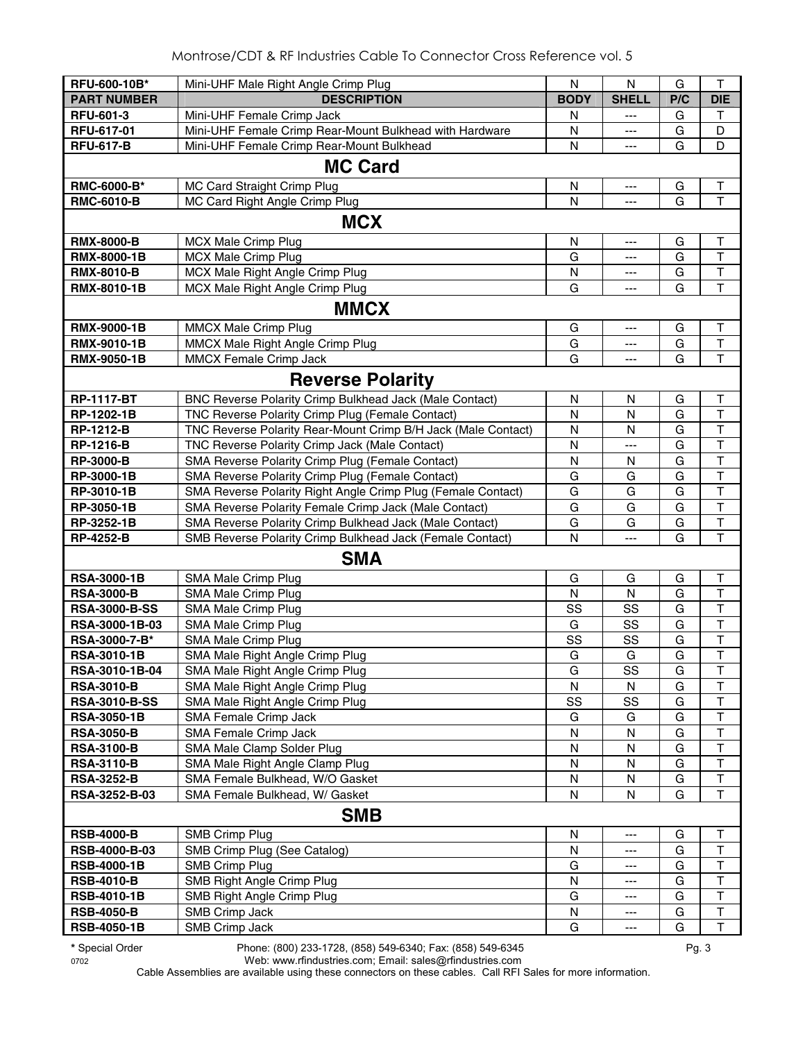| PART NUMBER | DESCRIPTION | BODY | SHELL | P/C | DIE |
|---|---|---|---|---|---|
| **RFU-600-10B*** | Mini-UHF Male Right Angle Crimp Plug | N | N | G | T |
| **RFU-601-3** | Mini-UHF Female Crimp Jack | N | --- | G | T |
| **RFU-617-01** | Mini-UHF Female Crimp Rear-Mount Bulkhead with Hardware | N | --- | G | D |
| **RFU-617-B** | Mini-UHF Female Crimp Rear-Mount Bulkhead | N | --- | G | D |
| | **MC Card** | | | | |
| **RMC-6000-B*** | MC Card Straight Crimp Plug | N | --- | G | T |
| **RMC-6010-B** | MC Card Right Angle Crimp Plug | N | --- | G | T |
| | **MCX** | | | | |
| **RMX-8000-B** | MCX Male Crimp Plug | N | --- | G | T |
| **RMX-8000-1B** | MCX Male Crimp Plug | G | --- | G | T |
| **RMX-8010-B** | MCX Male Right Angle Crimp Plug | N | --- | G | T |
| **RMX-8010-1B** | MCX Male Right Angle Crimp Plug | G | --- | G | T |
| | **MMCX** | | | | |
| **RMX-9000-1B** | MMCX Male Crimp Plug | G | --- | G | T |
| **RMX-9010-1B** | MMCX Male Right Angle Crimp Plug | G | --- | G | T |
| **RMX-9050-1B** | MMCX Female Crimp Jack | G | --- | G | T |
| | **Reverse Polarity** | | | | |
| **RP-1117-BT** | BNC Reverse Polarity Crimp Bulkhead Jack (Male Contact) | N | N | G | T |
| **RP-1202-1B** | TNC Reverse Polarity Crimp Plug (Female Contact) | N | N | G | T |
| **RP-1212-B** | TNC Reverse Polarity Rear-Mount Crimp B/H Jack (Male Contact) | N | N | G | T |
| **RP-1216-B** | TNC Reverse Polarity Crimp Jack (Male Contact) | N | --- | G | T |
| **RP-3000-B** | SMA Reverse Polarity Crimp Plug (Female Contact) | N | N | G | T |
| **RP-3000-1B** | SMA Reverse Polarity Crimp Plug (Female Contact) | G | G | G | T |
| **RP-3010-1B** | SMA Reverse Polarity Right Angle Crimp Plug (Female Contact) | G | G | G | T |
| **RP-3050-1B** | SMA Reverse Polarity Female Crimp Jack (Male Contact) | G | G | G | T |
| **RP-3252-1B** | SMA Reverse Polarity Crimp Bulkhead Jack (Male Contact) | G | G | G | T |
| **RP-4252-B** | SMB Reverse Polarity Crimp Bulkhead Jack (Female Contact) | N | --- | G | T |
| | **SMA** | | | | |
| **RSA-3000-1B** | SMA Male Crimp Plug | G | G | G | T |
| **RSA-3000-B** | SMA Male Crimp Plug | N | N | G | T |
| **RSA-3000-B-SS** | SMA Male Crimp Plug | SS | SS | G | T |
| RSA-3000-1B-03 | SMA Male Crimp Plug | G | SS | G | T |
| RSA-3000-7-B* | SMA Male Crimp Plug | SS | SS | G | T |
| **RSA-3010-1B** | SMA Male Right Angle Crimp Plug | G | G | G | T |
| RSA-3010-1B-04 | SMA Male Right Angle Crimp Plug | G | SS | G | T |
| **RSA-3010-B** | SMA Male Right Angle Crimp Plug | N | N | G | T |
| **RSA-3010-B-SS** | SMA Male Right Angle Crimp Plug | SS | SS | G | T |
| **RSA-3050-1B** | SMA Female Crimp Jack | G | G | G | T |
| **RSA-3050-B** | SMA Female Crimp Jack | N | N | G | T |
| **RSA-3100-B** | SMA Male Clamp Solder Plug | N | N | G | T |
| **RSA-3110-B** | SMA Male Right Angle Clamp Plug | N | N | G | T |
| **RSA-3252-B** | SMA Female Bulkhead, W/O Gasket | N | N | G | T |
| RSA-3252-B-03 | SMA Female Bulkhead, W/ Gasket | N | N | G | T |
| | **SMB** | | | | |
| **RSB-4000-B** | SMB Crimp Plug | N | --- | G | T |
| RSB-4000-B-03 | SMB Crimp Plug (See Catalog) | N | --- | G | T |
| **RSB-4000-1B** | SMB Crimp Plug | G | --- | G | T |
| **RSB-4010-B** | SMB Right Angle Crimp Plug | N | --- | G | T |
| **RSB-4010-1B** | SMB Right Angle Crimp Plug | G | --- | G | T |
| **RSB-4050-B** | SMB Crimp Jack | N | --- | G | T |
| **RSB-4050-1B** | SMB Crimp Jack | G | --- | G | T |

\* Special Order

Phone: (800) 233-1728, (858) 549-6340; Fax: (858) 549-6345
Web: www.rfindustries.com; Email: sales@rfindustries.com

Cable Assemblies are available using these connectors on these cables. Call RFI Sales for more information.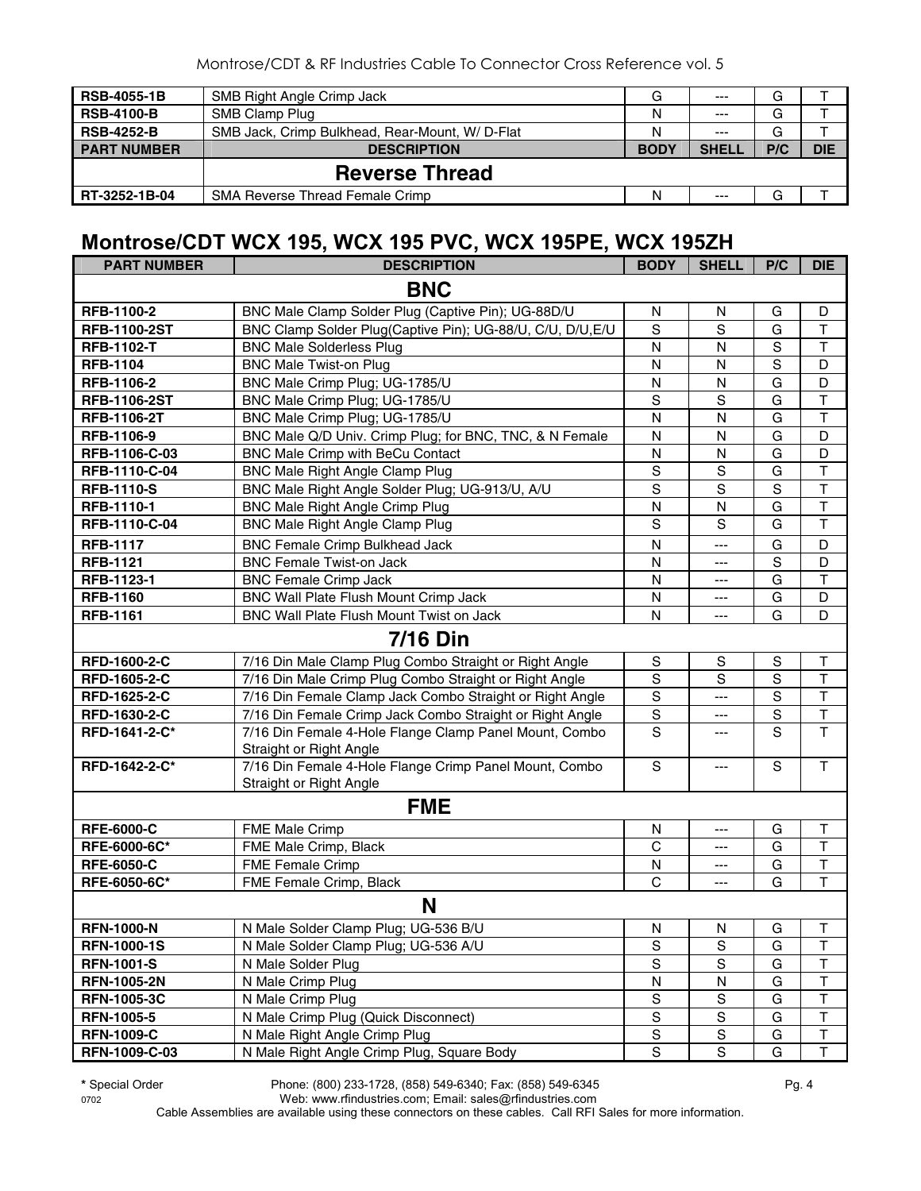| RSB-4055-1B | SMB Right Angle Crimp Jack | G | --- | G | T |
|---|---|---|---|---|---|
| RSB-4100-B | SMB Clamp Plug | N | --- | G | T |
| RSB-4252-B | SMB Jack, Crimp Bulkhead, Rear-Mount, W/ D-Flat | N | --- | G | T |
| **PART NUMBER** | **DESCRIPTION** | **BODY** | **SHELL** | **P/C** | **DIE** |
| | **Reverse Thread** | | | | |
| RT-3252-1B-04 | SMA Reverse Thread Female Crimp | N | --- | G | T |

## Montrose/CDT WCX 195, WCX 195 PVC, WCX 195PE, WCX 195ZH

| PART NUMBER | DESCRIPTION | BODY | SHELL | P/C | DIE |
|---|---|---|---|---|---|
| | **BNC** | | | | |
| RFB-1100-2 | BNC Male Clamp Solder Plug (Captive Pin); UG-88D/U | N | N | G | D |
| RFB-1100-2ST | BNC Clamp Solder Plug(Captive Pin); UG-88/U, C/U, D/U,E/U | S | S | G | T |
| RFB-1102-T | BNC Male Solderless Plug | N | N | S | T |
| RFB-1104 | BNC Male Twist-on Plug | N | N | S | D |
| RFB-1106-2 | BNC Male Crimp Plug; UG-1785/U | N | N | G | D |
| RFB-1106-2ST | BNC Male Crimp Plug; UG-1785/U | S | S | G | T |
| RFB-1106-2T | BNC Male Crimp Plug; UG-1785/U | N | N | G | T |
| RFB-1106-9 | BNC Male Q/D Univ. Crimp Plug; for BNC, TNC, & N Female | N | N | G | D |
| RFB-1106-C-03 | BNC Male Crimp with BeCu Contact | N | N | G | D |
| RFB-1110-C-04 | BNC Male Right Angle Clamp Plug | S | S | G | T |
| RFB-1110-S | BNC Male Right Angle Solder Plug; UG-913/U, A/U | S | S | S | T |
| RFB-1110-1 | BNC Male Right Angle Crimp Plug | N | N | G | T |
| RFB-1110-C-04 | BNC Male Right Angle Clamp Plug | S | S | G | T |
| RFB-1117 | BNC Female Crimp Bulkhead Jack | N | --- | G | D |
| RFB-1121 | BNC Female Twist-on Jack | N | --- | S | D |
| RFB-1123-1 | BNC Female Crimp Jack | N | --- | G | T |
| RFB-1160 | BNC Wall Plate Flush Mount Crimp Jack | N | --- | G | D |
| RFB-1161 | BNC Wall Plate Flush Mount Twist on Jack | N | --- | G | D |
| | **7/16 Din** | | | | |
| RFD-1600-2-C | 7/16 Din Male Clamp Plug Combo Straight or Right Angle | S | S | S | T |
| RFD-1605-2-C | 7/16 Din Male Crimp Plug Combo Straight or Right Angle | S | S | S | T |
| RFD-1625-2-C | 7/16 Din Female Clamp Jack Combo Straight or Right Angle | S | --- | S | T |
| RFD-1630-2-C | 7/16 Din Female Crimp Jack Combo Straight or Right Angle | S | --- | S | T |
| RFD-1641-2-C* | 7/16 Din Female 4-Hole Flange Clamp Panel Mount, Combo Straight or Right Angle | S | --- | S | T |
| RFD-1642-2-C* | 7/16 Din Female 4-Hole Flange Crimp Panel Mount, Combo Straight or Right Angle | S | --- | S | T |
| | **FME** | | | | |
| RFE-6000-C | FME Male Crimp | N | --- | G | T |
| RFE-6000-6C* | FME Male Crimp, Black | C | --- | G | T |
| RFE-6050-C | FME Female Crimp | N | --- | G | T |
| RFE-6050-6C* | FME Female Crimp, Black | C | --- | G | T |
| | **N** | | | | |
| RFN-1000-N | N Male Solder Clamp Plug; UG-536 B/U | N | N | G | T |
| RFN-1000-1S | N Male Solder Clamp Plug; UG-536 A/U | S | S | G | T |
| RFN-1001-S | N Male Solder Plug | S | S | G | T |
| RFN-1005-2N | N Male Crimp Plug | N | N | G | T |
| RFN-1005-3C | N Male Crimp Plug | S | S | G | T |
| RFN-1005-5 | N Male Crimp Plug (Quick Disconnect) | S | S | G | T |
| RFN-1009-C | N Male Right Angle Crimp Plug | S | S | G | T |
| RFN-1009-C-03 | N Male Right Angle Crimp Plug, Square Body | S | S | G | T |

**\*** Special Order Phone: (800) 233-1728, (858) 549-6340; Fax: (858) 549-6345
0702 Web: www.rfindustries.com; Email: sales@rfindustries.com
Cable Assemblies are available using these connectors on these cables. Call RFI Sales for more information.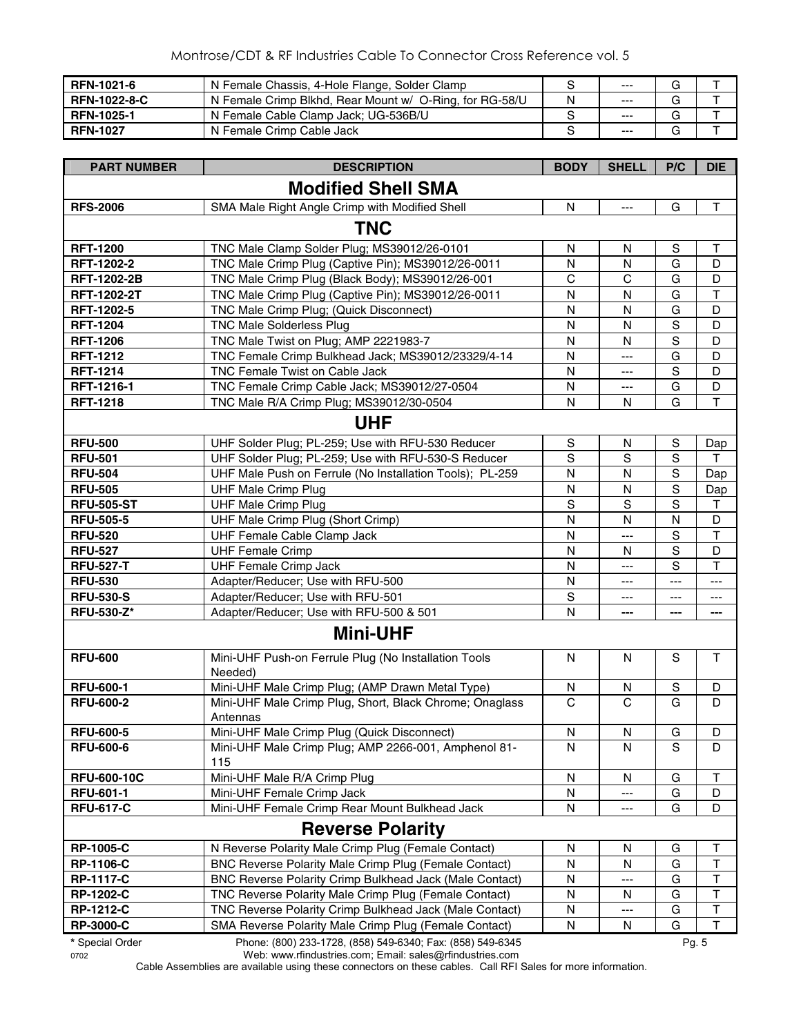| RFN-1021-6 | N Female Chassis, 4-Hole Flange, Solder Clamp | S | --- | G | T |
|---|---|---|---|---|---|
| RFN-1022-8-C | N Female Crimp Blkhd, Rear Mount w/ O-Ring, for RG-58/U | N | --- | G | T |
| RFN-1025-1 | N Female Cable Clamp Jack; UG-536B/U | S | --- | G | T |
| RFN-1027 | N Female Crimp Cable Jack | S | --- | G | T |

| PART NUMBER | DESCRIPTION | BODY | SHELL | P/C | DIE |
|---|---|---|---|---|---|
| **Modified Shell SMA** | | | | | |
| RFS-2006 | SMA Male Right Angle Crimp with Modified Shell | N | --- | G | T |
| **TNC** | | | | | |
| RFT-1200 | TNC Male Clamp Solder Plug; MS39012/26-0101 | N | N | S | T |
| RFT-1202-2 | TNC Male Crimp Plug (Captive Pin); MS39012/26-0011 | N | N | G | D |
| RFT-1202-2B | TNC Male Crimp Plug (Black Body); MS39012/26-001 | C | C | G | D |
| RFT-1202-2T | TNC Male Crimp Plug (Captive Pin); MS39012/26-0011 | N | N | G | T |
| RFT-1202-5 | TNC Male Crimp Plug; (Quick Disconnect) | N | N | G | D |
| RFT-1204 | TNC Male Solderless Plug | N | N | S | D |
| RFT-1206 | TNC Male Twist on Plug; AMP 2221983-7 | N | N | S | D |
| RFT-1212 | TNC Female Crimp Bulkhead Jack; MS39012/23329/4-14 | N | --- | G | D |
| RFT-1214 | TNC Female Twist on Cable Jack | N | --- | S | D |
| RFT-1216-1 | TNC Female Crimp Cable Jack; MS39012/27-0504 | N | --- | G | D |
| RFT-1218 | TNC Male R/A Crimp Plug; MS39012/30-0504 | N | N | G | T |
| **UHF** | | | | | |
| RFU-500 | UHF Solder Plug; PL-259; Use with RFU-530 Reducer | S | N | S | Dap |
| RFU-501 | UHF Solder Plug; PL-259; Use with RFU-530-S Reducer | S | S | S | T |
| RFU-504 | UHF Male Push on Ferrule (No Installation Tools); PL-259 | N | N | S | Dap |
| RFU-505 | UHF Male Crimp Plug | N | N | S | Dap |
| RFU-505-ST | UHF Male Crimp Plug | S | S | S | T |
| RFU-505-5 | UHF Male Crimp Plug (Short Crimp) | N | N | N | D |
| RFU-520 | UHF Female Cable Clamp Jack | N | --- | S | T |
| RFU-527 | UHF Female Crimp | N | N | S | D |
| RFU-527-T | UHF Female Crimp Jack | N | --- | S | T |
| RFU-530 | Adapter/Reducer; Use with RFU-500 | N | --- | --- | --- |
| RFU-530-S | Adapter/Reducer; Use with RFU-501 | S | --- | --- | --- |
| RFU-530-Z* | Adapter/Reducer; Use with RFU-500 & 501 | N | --- | --- | --- |
| **Mini-UHF** | | | | | |
| RFU-600 | Mini-UHF Push-on Ferrule Plug (No Installation Tools Needed) | N | N | S | T |
| RFU-600-1 | Mini-UHF Male Crimp Plug; (AMP Drawn Metal Type) | N | N | S | D |
| RFU-600-2 | Mini-UHF Male Crimp Plug, Short, Black Chrome; Onaglass Antennas | C | C | G | D |
| RFU-600-5 | Mini-UHF Male Crimp Plug (Quick Disconnect) | N | N | G | D |
| RFU-600-6 | Mini-UHF Male Crimp Plug; AMP 2266-001, Amphenol 81-115 | N | N | S | D |
| RFU-600-10C | Mini-UHF Male R/A Crimp Plug | N | N | G | T |
| RFU-601-1 | Mini-UHF Female Crimp Jack | N | --- | G | D |
| RFU-617-C | Mini-UHF Female Crimp Rear Mount Bulkhead Jack | N | --- | G | D |
| **Reverse Polarity** | | | | | |
| RP-1005-C | N Reverse Polarity Male Crimp Plug (Female Contact) | N | N | G | T |
| RP-1106-C | BNC Reverse Polarity Male Crimp Plug (Female Contact) | N | N | G | T |
| RP-1117-C | BNC Reverse Polarity Crimp Bulkhead Jack (Male Contact) | N | --- | G | T |
| RP-1202-C | TNC Reverse Polarity Male Crimp Plug (Female Contact) | N | N | G | T |
| RP-1212-C | TNC Reverse Polarity Crimp Bulkhead Jack (Male Contact) | N | --- | G | T |
| RP-3000-C | SMA Reverse Polarity Male Crimp Plug (Female Contact) | N | N | G | T |

**\*** Special Order

Phone: (800) 233-1728, (858) 549-6340; Fax: (858) 549-6345
Web: www.rfindustries.com; Email: sales@rfindustries.com

Cable Assemblies are available using these connectors on these cables. Call RFI Sales for more information.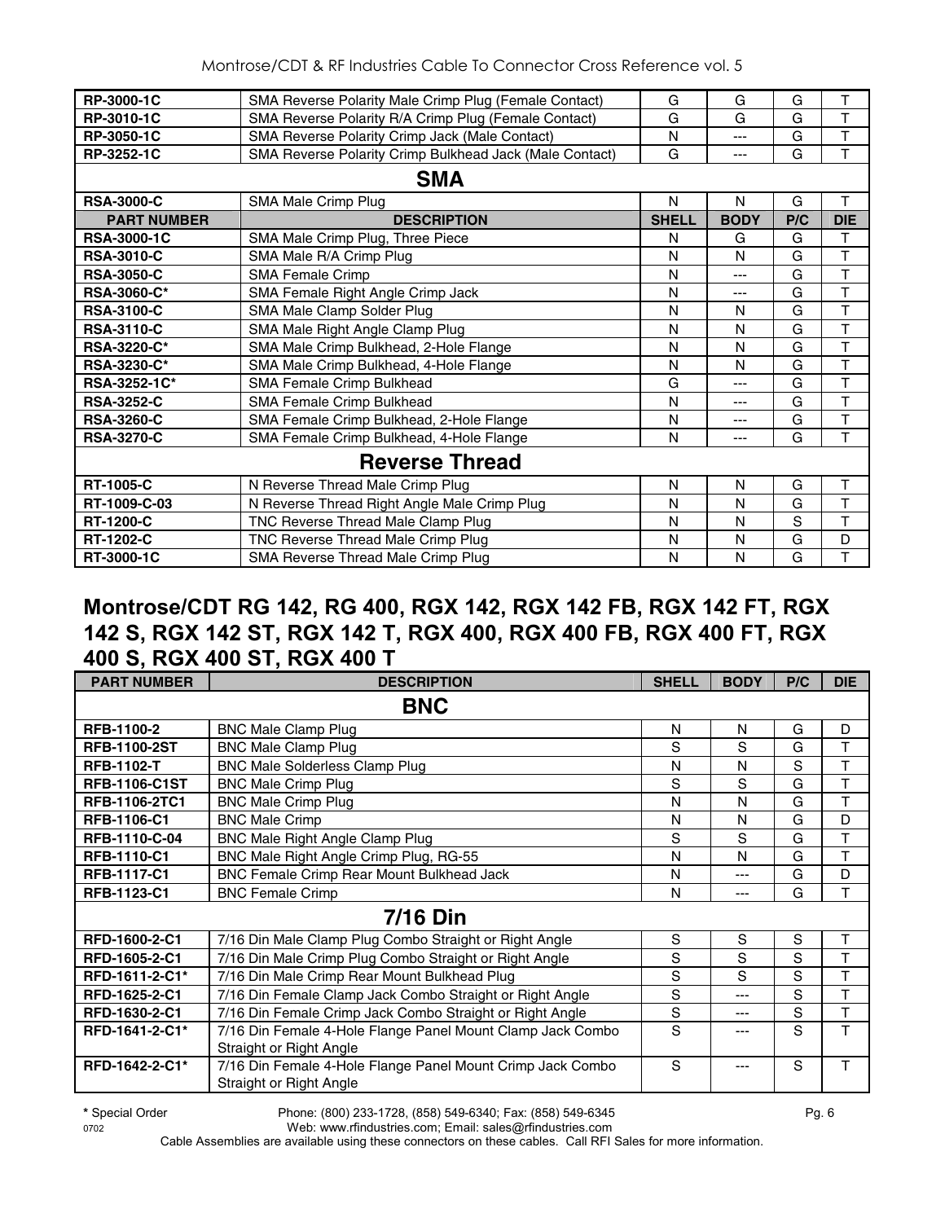| | | | | | |
|---|---|---|---|---|---|
| **RP-3000-1C** | SMA Reverse Polarity Male Crimp Plug (Female Contact) | G | G | G | T |
| **RP-3010-1C** | SMA Reverse Polarity R/A Crimp Plug (Female Contact) | G | G | G | T |
| **RP-3050-1C** | SMA Reverse Polarity Crimp Jack (Male Contact) | N | --- | G | T |
| **RP-3252-1C** | SMA Reverse Polarity Crimp Bulkhead Jack (Male Contact) | G | --- | G | T |
| | **SMA** | | | | |
| **RSA-3000-C** | SMA Male Crimp Plug | N | N | G | T |
| **PART NUMBER** | **DESCRIPTION** | **SHELL** | **BODY** | **P/C** | **DIE** |
| **RSA-3000-1C** | SMA Male Crimp Plug, Three Piece | N | G | G | T |
| **RSA-3010-C** | SMA Male R/A Crimp Plug | N | N | G | T |
| **RSA-3050-C** | SMA Female Crimp | N | --- | G | T |
| **RSA-3060-C*** | SMA Female Right Angle Crimp Jack | N | --- | G | T |
| **RSA-3100-C** | SMA Male Clamp Solder Plug | N | N | G | T |
| **RSA-3110-C** | SMA Male Right Angle Clamp Plug | N | N | G | T |
| **RSA-3220-C*** | SMA Male Crimp Bulkhead, 2-Hole Flange | N | N | G | T |
| **RSA-3230-C*** | SMA Male Crimp Bulkhead, 4-Hole Flange | N | N | G | T |
| **RSA-3252-1C*** | SMA Female Crimp Bulkhead | G | --- | G | T |
| **RSA-3252-C** | SMA Female Crimp Bulkhead | N | --- | G | T |
| **RSA-3260-C** | SMA Female Crimp Bulkhead, 2-Hole Flange | N | --- | G | T |
| **RSA-3270-C** | SMA Female Crimp Bulkhead, 4-Hole Flange | N | --- | G | T |
| | **Reverse Thread** | | | | |
| **RT-1005-C** | N Reverse Thread Male Crimp Plug | N | N | G | T |
| **RT-1009-C-03** | N Reverse Thread Right Angle Male Crimp Plug | N | N | G | T |
| **RT-1200-C** | TNC Reverse Thread Male Clamp Plug | N | N | S | T |
| **RT-1202-C** | TNC Reverse Thread Male Crimp Plug | N | N | G | D |
| **RT-3000-1C** | SMA Reverse Thread Male Crimp Plug | N | N | G | T |

## Montrose/CDT RG 142, RG 400, RGX 142, RGX 142 FB, RGX 142 FT, RGX 142 S, RGX 142 ST, RGX 142 T, RGX 400, RGX 400 FB, RGX 400 FT, RGX 400 S, RGX 400 ST, RGX 400 T

| PART NUMBER | DESCRIPTION | SHELL | BODY | P/C | DIE |
|---|---|---|---|---|---|
| | **BNC** | | | | |
| **RFB-1100-2** | BNC Male Clamp Plug | N | N | G | D |
| **RFB-1100-2ST** | BNC Male Clamp Plug | S | S | G | T |
| **RFB-1102-T** | BNC Male Solderless Clamp Plug | N | N | S | T |
| **RFB-1106-C1ST** | BNC Male Crimp Plug | S | S | G | T |
| **RFB-1106-2TC1** | BNC Male Crimp Plug | N | N | G | T |
| **RFB-1106-C1** | BNC Male Crimp | N | N | G | D |
| **RFB-1110-C-04** | BNC Male Right Angle Clamp Plug | S | S | G | T |
| **RFB-1110-C1** | BNC Male Right Angle Crimp Plug, RG-55 | N | N | G | T |
| **RFB-1117-C1** | BNC Female Crimp Rear Mount Bulkhead Jack | N | --- | G | D |
| **RFB-1123-C1** | BNC Female Crimp | N | --- | G | T |
| | **7/16 Din** | | | | |
| **RFD-1600-2-C1** | 7/16 Din Male Clamp Plug Combo Straight or Right Angle | S | S | S | T |
| **RFD-1605-2-C1** | 7/16 Din Male Crimp Plug Combo Straight or Right Angle | S | S | S | T |
| **RFD-1611-2-C1*** | 7/16 Din Male Crimp Rear Mount Bulkhead Plug | S | S | S | T |
| **RFD-1625-2-C1** | 7/16 Din Female Clamp Jack Combo Straight or Right Angle | S | --- | S | T |
| **RFD-1630-2-C1** | 7/16 Din Female Crimp Jack Combo Straight or Right Angle | S | --- | S | T |
| **RFD-1641-2-C1*** | 7/16 Din Female 4-Hole Flange Panel Mount Clamp Jack Combo Straight or Right Angle | S | --- | S | T |
| **RFD-1642-2-C1*** | 7/16 Din Female 4-Hole Flange Panel Mount Crimp Jack Combo Straight or Right Angle | S | --- | S | T |

**\*** Special Order  Phone: (800) 233-1728, (858) 549-6340; Fax: (858) 549-6345
0702  Web: www.rfindustries.com; Email: sales@rfindustries.com
Cable Assemblies are available using these connectors on these cables. Call RFI Sales for more information.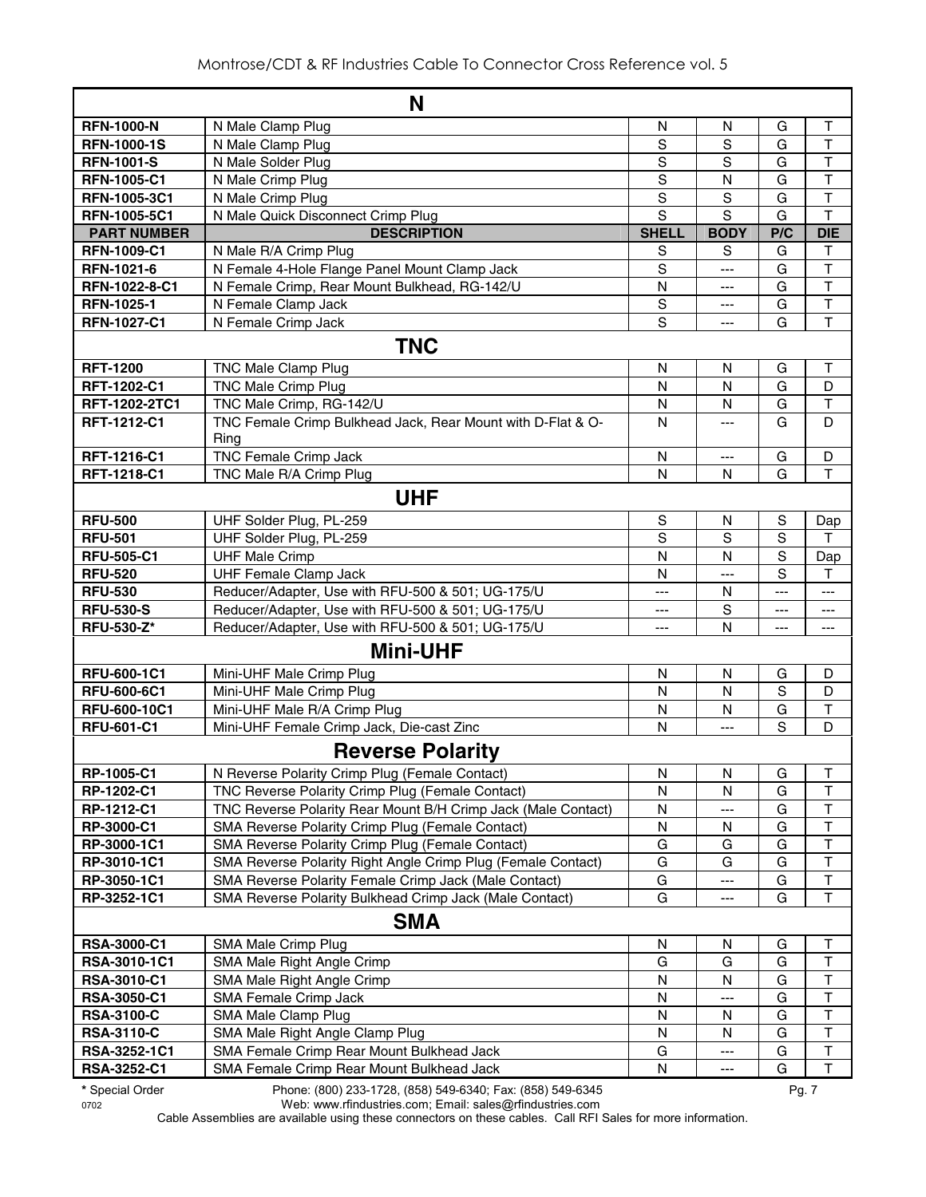| N | | | | | |
|---|---|---|---|---|---|
| **RFN-1000-N** | N Male Clamp Plug | N | N | G | T |
| **RFN-1000-1S** | N Male Clamp Plug | S | S | G | T |
| **RFN-1001-S** | N Male Solder Plug | S | S | G | T |
| **RFN-1005-C1** | N Male Crimp Plug | S | N | G | T |
| **RFN-1005-3C1** | N Male Crimp Plug | S | S | G | T |
| **RFN-1005-5C1** | N Male Quick Disconnect Crimp Plug | S | S | G | T |
| **PART NUMBER** | **DESCRIPTION** | **SHELL** | **BODY** | **P/C** | **DIE** |
| **RFN-1009-C1** | N Male R/A Crimp Plug | S | S | G | T |
| **RFN-1021-6** | N Female 4-Hole Flange Panel Mount Clamp Jack | S | --- | G | T |
| **RFN-1022-8-C1** | N Female Crimp, Rear Mount Bulkhead, RG-142/U | N | --- | G | T |
| **RFN-1025-1** | N Female Clamp Jack | S | --- | G | T |
| **RFN-1027-C1** | N Female Crimp Jack | S | --- | G | T |
| **TNC** | | | | | |
| **RFT-1200** | TNC Male Clamp Plug | N | N | G | T |
| **RFT-1202-C1** | TNC Male Crimp Plug | N | N | G | D |
| **RFT-1202-2TC1** | TNC Male Crimp, RG-142/U | N | N | G | T |
| **RFT-1212-C1** | TNC Female Crimp Bulkhead Jack, Rear Mount with D-Flat & O-Ring | N | --- | G | D |
| **RFT-1216-C1** | TNC Female Crimp Jack | N | --- | G | D |
| **RFT-1218-C1** | TNC Male R/A Crimp Plug | N | N | G | T |
| **UHF** | | | | | |
| **RFU-500** | UHF Solder Plug, PL-259 | S | N | S | Dap |
| **RFU-501** | UHF Solder Plug, PL-259 | S | S | S | T |
| **RFU-505-C1** | UHF Male Crimp | N | N | S | Dap |
| **RFU-520** | UHF Female Clamp Jack | N | --- | S | T |
| **RFU-530** | Reducer/Adapter, Use with RFU-500 & 501; UG-175/U | --- | N | --- | --- |
| **RFU-530-S** | Reducer/Adapter, Use with RFU-500 & 501; UG-175/U | --- | S | --- | --- |
| **RFU-530-Z*** | Reducer/Adapter, Use with RFU-500 & 501; UG-175/U | --- | N | --- | --- |
| **Mini-UHF** | | | | | |
| **RFU-600-1C1** | Mini-UHF Male Crimp Plug | N | N | G | D |
| **RFU-600-6C1** | Mini-UHF Male Crimp Plug | N | N | S | D |
| **RFU-600-10C1** | Mini-UHF Male R/A Crimp Plug | N | N | G | T |
| **RFU-601-C1** | Mini-UHF Female Crimp Jack, Die-cast Zinc | N | --- | S | D |
| **Reverse Polarity** | | | | | |
| **RP-1005-C1** | N Reverse Polarity Crimp Plug (Female Contact) | N | N | G | T |
| **RP-1202-C1** | TNC Reverse Polarity Crimp Plug (Female Contact) | N | N | G | T |
| **RP-1212-C1** | TNC Reverse Polarity Rear Mount B/H Crimp Jack (Male Contact) | N | --- | G | T |
| **RP-3000-C1** | SMA Reverse Polarity Crimp Plug (Female Contact) | N | N | G | T |
| **RP-3000-1C1** | SMA Reverse Polarity Crimp Plug (Female Contact) | G | G | G | T |
| **RP-3010-1C1** | SMA Reverse Polarity Right Angle Crimp Plug (Female Contact) | G | G | G | T |
| **RP-3050-1C1** | SMA Reverse Polarity Female Crimp Jack (Male Contact) | G | --- | G | T |
| **RP-3252-1C1** | SMA Reverse Polarity Bulkhead Crimp Jack (Male Contact) | G | --- | G | T |
| **SMA** | | | | | |
| **RSA-3000-C1** | SMA Male Crimp Plug | N | N | G | T |
| **RSA-3010-1C1** | SMA Male Right Angle Crimp | G | G | G | T |
| **RSA-3010-C1** | SMA Male Right Angle Crimp | N | N | G | T |
| **RSA-3050-C1** | SMA Female Crimp Jack | N | --- | G | T |
| **RSA-3100-C** | SMA Male Clamp Plug | N | N | G | T |
| **RSA-3110-C** | SMA Male Right Angle Clamp Plug | N | N | G | T |
| **RSA-3252-1C1** | SMA Female Crimp Rear Mount Bulkhead Jack | G | --- | G | T |
| **RSA-3252-C1** | SMA Female Crimp Rear Mount Bulkhead Jack | N | --- | G | T |

**\*** Special Order

Phone: (800) 233-1728, (858) 549-6340; Fax: (858) 549-6345
Web: www.rfindustries.com; Email: sales@rfindustries.com

Cable Assemblies are available using these connectors on these cables. Call RFI Sales for more information.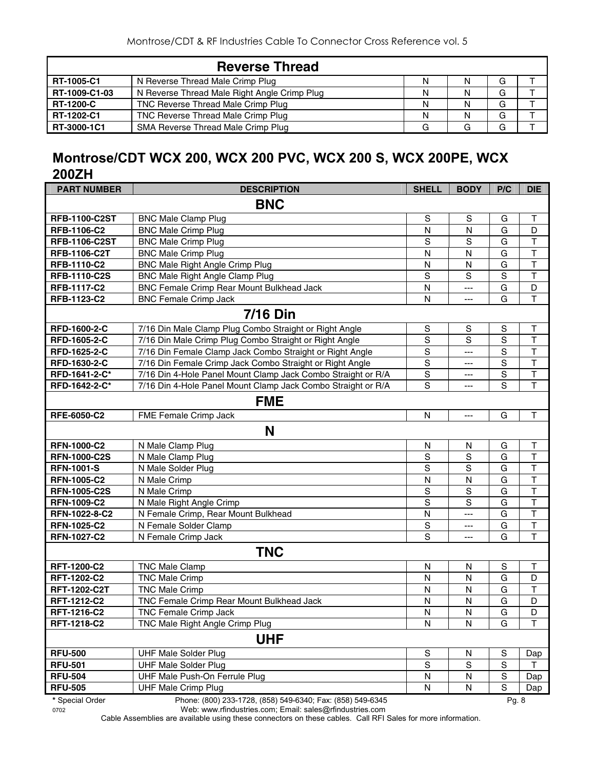| Reverse Thread | | | | | |
|---|---|---|---|---|---|
| **RT-1005-C1** | N Reverse Thread Male Crimp Plug | N | N | G | T |
| **RT-1009-C1-03** | N Reverse Thread Male Right Angle Crimp Plug | N | N | G | T |
| **RT-1200-C** | TNC Reverse Thread Male Crimp Plug | N | N | G | T |
| **RT-1202-C1** | TNC Reverse Thread Male Crimp Plug | N | N | G | T |
| **RT-3000-1C1** | SMA Reverse Thread Male Crimp Plug | G | G | G | T |

## Montrose/CDT WCX 200, WCX 200 PVC, WCX 200 S, WCX 200PE, WCX 200ZH

| PART NUMBER | DESCRIPTION | SHELL | BODY | P/C | DIE |
|---|---|---|---|---|---|
| | **BNC** | | | | |
| **RFB-1100-C2ST** | BNC Male Clamp Plug | S | S | G | T |
| **RFB-1106-C2** | BNC Male Crimp Plug | N | N | G | D |
| **RFB-1106-C2ST** | BNC Male Crimp Plug | S | S | G | T |
| **RFB-1106-C2T** | BNC Male Crimp Plug | N | N | G | T |
| **RFB-1110-C2** | BNC Male Right Angle Crimp Plug | N | N | G | T |
| **RFB-1110-C2S** | BNC Male Right Angle Clamp Plug | S | S | S | T |
| **RFB-1117-C2** | BNC Female Crimp Rear Mount Bulkhead Jack | N | --- | G | D |
| **RFB-1123-C2** | BNC Female Crimp Jack | N | --- | G | T |
| | **7/16 Din** | | | | |
| **RFD-1600-2-C** | 7/16 Din Male Clamp Plug Combo Straight or Right Angle | S | S | S | T |
| **RFD-1605-2-C** | 7/16 Din Male Crimp Plug Combo Straight or Right Angle | S | S | S | T |
| **RFD-1625-2-C** | 7/16 Din Female Clamp Jack Combo Straight or Right Angle | S | --- | S | T |
| **RFD-1630-2-C** | 7/16 Din Female Crimp Jack Combo Straight or Right Angle | S | --- | S | T |
| **RFD-1641-2-C*** | 7/16 Din 4-Hole Panel Mount Clamp Jack Combo Straight or R/A | S | --- | S | T |
| **RFD-1642-2-C*** | 7/16 Din 4-Hole Panel Mount Clamp Jack Combo Straight or R/A | S | --- | S | T |
| | **FME** | | | | |
| **RFE-6050-C2** | FME Female Crimp Jack | N | --- | G | T |
| | **N** | | | | |
| **RFN-1000-C2** | N Male Clamp Plug | N | N | G | T |
| **RFN-1000-C2S** | N Male Clamp Plug | S | S | G | T |
| **RFN-1001-S** | N Male Solder Plug | S | S | G | T |
| **RFN-1005-C2** | N Male Crimp | N | N | G | T |
| **RFN-1005-C2S** | N Male Crimp | S | S | G | T |
| **RFN-1009-C2** | N Male Right Angle Crimp | S | S | G | T |
| **RFN-1022-8-C2** | N Female Crimp, Rear Mount Bulkhead | N | --- | G | T |
| **RFN-1025-C2** | N Female Solder Clamp | S | --- | G | T |
| **RFN-1027-C2** | N Female Crimp Jack | S | --- | G | T |
| | **TNC** | | | | |
| **RFT-1200-C2** | TNC Male Clamp | N | N | S | T |
| **RFT-1202-C2** | TNC Male Crimp | N | N | G | D |
| **RFT-1202-C2T** | TNC Male Crimp | N | N | G | T |
| **RFT-1212-C2** | TNC Female Crimp Rear Mount Bulkhead Jack | N | N | G | D |
| **RFT-1216-C2** | TNC Female Crimp Jack | N | N | G | D |
| **RFT-1218-C2** | TNC Male Right Angle Crimp Plug | N | N | G | T |
| | **UHF** | | | | |
| **RFU-500** | UHF Male Solder Plug | S | N | S | Dap |
| **RFU-501** | UHF Male Solder Plug | S | S | S | T |
| **RFU-504** | UHF Male Push-On Ferrule Plug | N | N | S | Dap |
| **RFU-505** | UHF Male Crimp Plug | N | N | S | Dap |

**\*** Special Order

Phone: (800) 233-1728, (858) 549-6340; Fax: (858) 549-6345
Web: www.rfindustries.com; Email: sales@rfindustries.com

0702

Cable Assemblies are available using these connectors on these cables. Call RFI Sales for more information.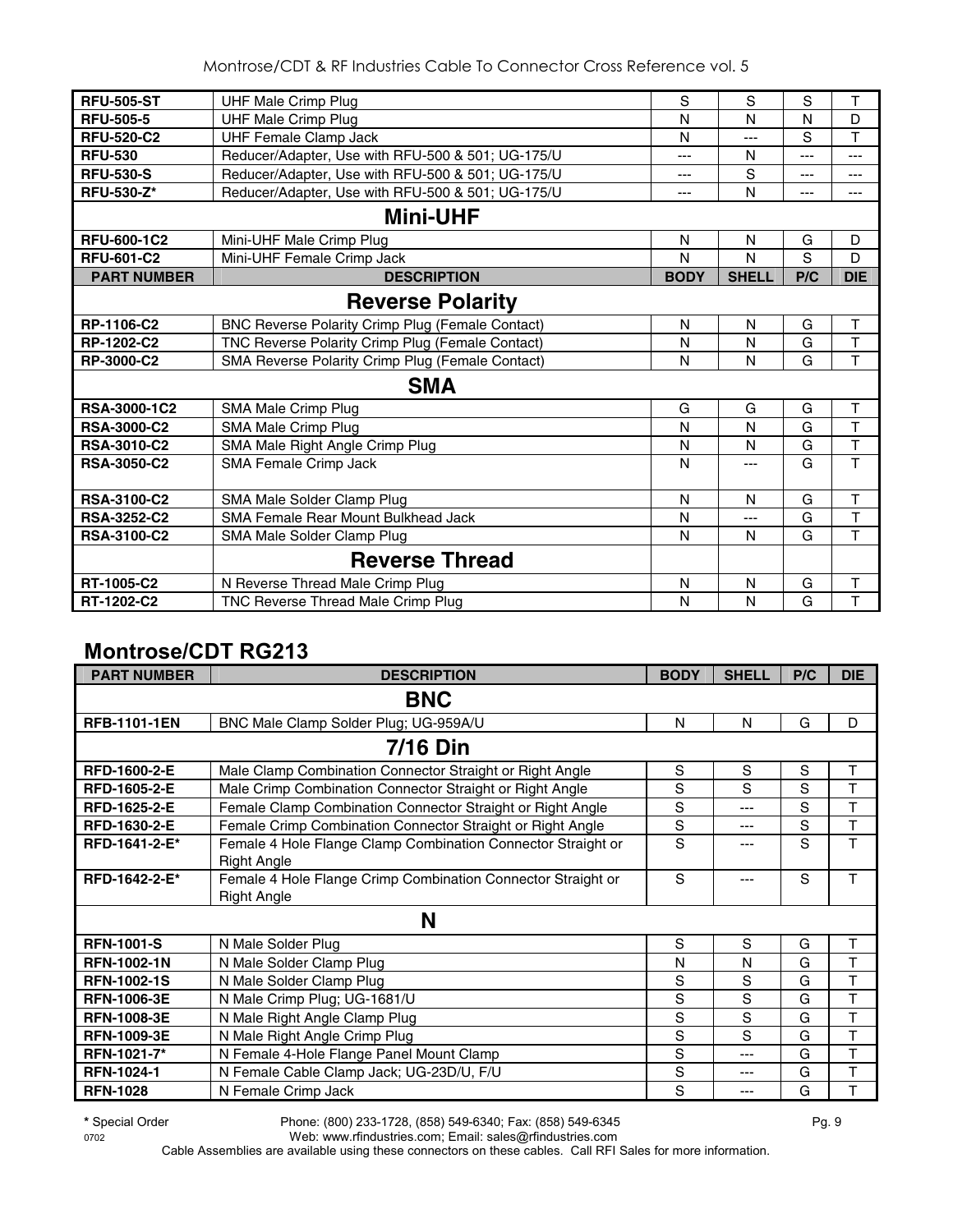| PART NUMBER | DESCRIPTION | BODY | SHELL | P/C | DIE |
|---|---|---|---|---|---|
| **RFU-505-ST** | UHF Male Crimp Plug | S | S | S | T |
| **RFU-505-5** | UHF Male Crimp Plug | N | N | N | D |
| **RFU-520-C2** | UHF Female Clamp Jack | N | --- | S | T |
| **RFU-530** | Reducer/Adapter, Use with RFU-500 & 501; UG-175/U | --- | N | --- | --- |
| **RFU-530-S** | Reducer/Adapter, Use with RFU-500 & 501; UG-175/U | --- | S | --- | --- |
| **RFU-530-Z*** | Reducer/Adapter, Use with RFU-500 & 501; UG-175/U | --- | N | --- | --- |
| | **Mini-UHF** | | | | |
| **RFU-600-1C2** | Mini-UHF Male Crimp Plug | N | N | G | D |
| **RFU-601-C2** | Mini-UHF Female Crimp Jack | N | N | S | D |
| **PART NUMBER** | **DESCRIPTION** | **BODY** | **SHELL** | **P/C** | **DIE** |
| | **Reverse Polarity** | | | | |
| **RP-1106-C2** | BNC Reverse Polarity Crimp Plug (Female Contact) | N | N | G | T |
| **RP-1202-C2** | TNC Reverse Polarity Crimp Plug (Female Contact) | N | N | G | T |
| **RP-3000-C2** | SMA Reverse Polarity Crimp Plug (Female Contact) | N | N | G | T |
| | **SMA** | | | | |
| **RSA-3000-1C2** | SMA Male Crimp Plug | G | G | G | T |
| **RSA-3000-C2** | SMA Male Crimp Plug | N | N | G | T |
| **RSA-3010-C2** | SMA Male Right Angle Crimp Plug | N | N | G | T |
| **RSA-3050-C2** | SMA Female Crimp Jack | N | --- | G | T |
| **RSA-3100-C2** | SMA Male Solder Clamp Plug | N | N | G | T |
| **RSA-3252-C2** | SMA Female Rear Mount Bulkhead Jack | N | --- | G | T |
| **RSA-3100-C2** | SMA Male Solder Clamp Plug | N | N | G | T |
| | **Reverse Thread** | | | | |
| **RT-1005-C2** | N Reverse Thread Male Crimp Plug | N | N | G | T |
| **RT-1202-C2** | TNC Reverse Thread Male Crimp Plug | N | N | G | T |

## Montrose/CDT RG213

| PART NUMBER | DESCRIPTION | BODY | SHELL | P/C | DIE |
|---|---|---|---|---|---|
| | **BNC** | | | | |
| **RFB-1101-1EN** | BNC Male Clamp Solder Plug; UG-959A/U | N | N | G | D |
| | **7/16 Din** | | | | |
| **RFD-1600-2-E** | Male Clamp Combination Connector Straight or Right Angle | S | S | S | T |
| **RFD-1605-2-E** | Male Crimp Combination Connector Straight or Right Angle | S | S | S | T |
| **RFD-1625-2-E** | Female Clamp Combination Connector Straight or Right Angle | S | --- | S | T |
| **RFD-1630-2-E** | Female Crimp Combination Connector Straight or Right Angle | S | --- | S | T |
| **RFD-1641-2-E*** | Female 4 Hole Flange Clamp Combination Connector Straight or Right Angle | S | --- | S | T |
| **RFD-1642-2-E*** | Female 4 Hole Flange Crimp Combination Connector Straight or Right Angle | S | --- | S | T |
| | **N** | | | | |
| **RFN-1001-S** | N Male Solder Plug | S | S | G | T |
| **RFN-1002-1N** | N Male Solder Clamp Plug | N | N | G | T |
| **RFN-1002-1S** | N Male Solder Clamp Plug | S | S | G | T |
| **RFN-1006-3E** | N Male Crimp Plug; UG-1681/U | S | S | G | T |
| **RFN-1008-3E** | N Male Right Angle Clamp Plug | S | S | G | T |
| **RFN-1009-3E** | N Male Right Angle Crimp Plug | S | S | G | T |
| **RFN-1021-7*** | N Female 4-Hole Flange Panel Mount Clamp | S | --- | G | T |
| **RFN-1024-1** | N Female Cable Clamp Jack; UG-23D/U, F/U | S | --- | G | T |
| **RFN-1028** | N Female Crimp Jack | S | --- | G | T |

**\*** Special Order Phone: (800) 233-1728, (858) 549-6340; Fax: (858) 549-6345

0702 Web: www.rfindustries.com; Email: sales@rfindustries.com

Cable Assemblies are available using these connectors on these cables. Call RFI Sales for more information.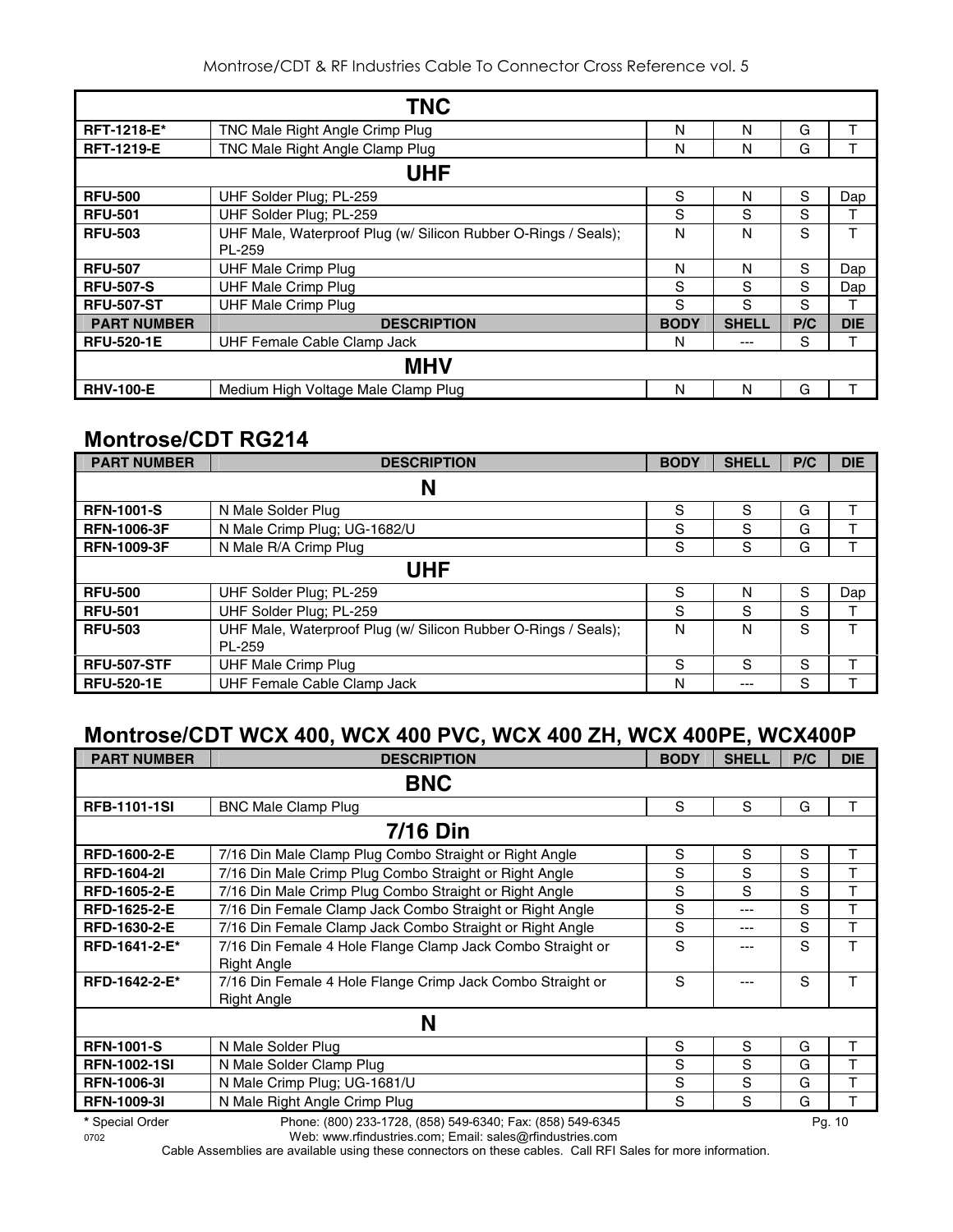| | TNC | | | | |
|---|---|---|---|---|---|
| **RFT-1218-E*** | TNC Male Right Angle Crimp Plug | N | N | G | T |
| **RFT-1219-E** | TNC Male Right Angle Clamp Plug | N | N | G | T |
| | **UHF** | | | | |
| **RFU-500** | UHF Solder Plug; PL-259 | S | N | S | Dap |
| **RFU-501** | UHF Solder Plug; PL-259 | S | S | S | T |
| **RFU-503** | UHF Male, Waterproof Plug (w/ Silicon Rubber O-Rings / Seals); PL-259 | N | N | S | T |
| **RFU-507** | UHF Male Crimp Plug | N | N | S | Dap |
| **RFU-507-S** | UHF Male Crimp Plug | S | S | S | Dap |
| **RFU-507-ST** | UHF Male Crimp Plug | S | S | S | T |
| **PART NUMBER** | **DESCRIPTION** | **BODY** | **SHELL** | **P/C** | **DIE** |
| **RFU-520-1E** | UHF Female Cable Clamp Jack | N | --- | S | T |
| | **MHV** | | | | |
| **RHV-100-E** | Medium High Voltage Male Clamp Plug | N | N | G | T |

## Montrose/CDT RG214

| PART NUMBER | DESCRIPTION | BODY | SHELL | P/C | DIE |
|---|---|---|---|---|---|
| | **N** | | | | |
| **RFN-1001-S** | N Male Solder Plug | S | S | G | T |
| **RFN-1006-3F** | N Male Crimp Plug; UG-1682/U | S | S | G | T |
| **RFN-1009-3F** | N Male R/A Crimp Plug | S | S | G | T |
| | **UHF** | | | | |
| **RFU-500** | UHF Solder Plug; PL-259 | S | N | S | Dap |
| **RFU-501** | UHF Solder Plug; PL-259 | S | S | S | T |
| **RFU-503** | UHF Male, Waterproof Plug (w/ Silicon Rubber O-Rings / Seals); PL-259 | N | N | S | T |
| **RFU-507-STF** | UHF Male Crimp Plug | S | S | S | T |
| **RFU-520-1E** | UHF Female Cable Clamp Jack | N | --- | S | T |

## Montrose/CDT WCX 400, WCX 400 PVC, WCX 400 ZH, WCX 400PE, WCX400P

| PART NUMBER | DESCRIPTION | BODY | SHELL | P/C | DIE |
|---|---|---|---|---|---|
| | **BNC** | | | | |
| **RFB-1101-1SI** | BNC Male Clamp Plug | S | S | G | T |
| | **7/16 Din** | | | | |
| **RFD-1600-2-E** | 7/16 Din Male Clamp Plug Combo Straight or Right Angle | S | S | S | T |
| **RFD-1604-2I** | 7/16 Din Male Crimp Plug Combo Straight or Right Angle | S | S | S | T |
| **RFD-1605-2-E** | 7/16 Din Male Crimp Plug Combo Straight or Right Angle | S | S | S | T |
| **RFD-1625-2-E** | 7/16 Din Female Clamp Jack Combo Straight or Right Angle | S | --- | S | T |
| **RFD-1630-2-E** | 7/16 Din Female Clamp Jack Combo Straight or Right Angle | S | --- | S | T |
| **RFD-1641-2-E*** | 7/16 Din Female 4 Hole Flange Clamp Jack Combo Straight or Right Angle | S | --- | S | T |
| **RFD-1642-2-E*** | 7/16 Din Female 4 Hole Flange Crimp Jack Combo Straight or Right Angle | S | --- | S | T |
| | **N** | | | | |
| **RFN-1001-S** | N Male Solder Plug | S | S | G | T |
| **RFN-1002-1SI** | N Male Solder Clamp Plug | S | S | G | T |
| **RFN-1006-3I** | N Male Crimp Plug; UG-1681/U | S | S | G | T |
| **RFN-1009-3I** | N Male Right Angle Crimp Plug | S | S | G | T |

**\*** Special Order

Phone: (800) 233-1728, (858) 549-6340; Fax: (858) 549-6345
Web: www.rfindustries.com; Email: sales@rfindustries.com

Cable Assemblies are available using these connectors on these cables. Call RFI Sales for more information.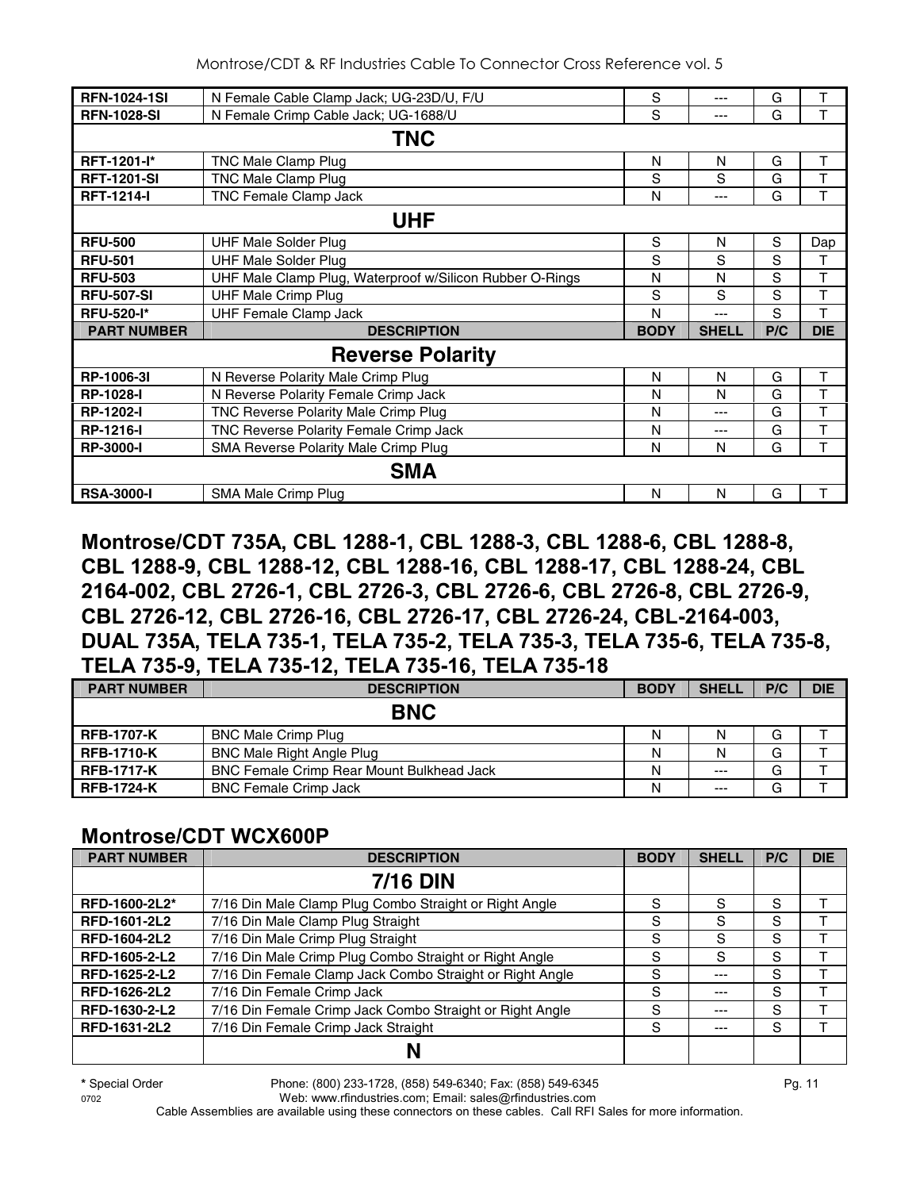| PART NUMBER | DESCRIPTION | BODY | SHELL | P/C | DIE |
|---|---|---|---|---|---|
| **RFN-1024-1SI** | N Female Cable Clamp Jack; UG-23D/U, F/U | S | --- | G | T |
| **RFN-1028-SI** | N Female Crimp Cable Jack; UG-1688/U | S | --- | G | T |
| | **TNC** | | | | |
| **RFT-1201-I*** | TNC Male Clamp Plug | N | N | G | T |
| **RFT-1201-SI** | TNC Male Clamp Plug | S | S | G | T |
| **RFT-1214-I** | TNC Female Clamp Jack | N | --- | G | T |
| | **UHF** | | | | |
| **RFU-500** | UHF Male Solder Plug | S | N | S | Dap |
| **RFU-501** | UHF Male Solder Plug | S | S | S | T |
| **RFU-503** | UHF Male Clamp Plug, Waterproof w/Silicon Rubber O-Rings | N | N | S | T |
| **RFU-507-SI** | UHF Male Crimp Plug | S | S | S | T |
| **RFU-520-I*** | UHF Female Clamp Jack | N | --- | S | T |
| **PART NUMBER** | **DESCRIPTION** | **BODY** | **SHELL** | **P/C** | **DIE** |
| | **Reverse Polarity** | | | | |
| **RP-1006-3I** | N Reverse Polarity Male Crimp Plug | N | N | G | T |
| **RP-1028-I** | N Reverse Polarity Female Crimp Jack | N | N | G | T |
| **RP-1202-I** | TNC Reverse Polarity Male Crimp Plug | N | --- | G | T |
| **RP-1216-I** | TNC Reverse Polarity Female Crimp Jack | N | --- | G | T |
| **RP-3000-I** | SMA Reverse Polarity Male Crimp Plug | N | N | G | T |
| | **SMA** | | | | |
| **RSA-3000-I** | SMA Male Crimp Plug | N | N | G | T |

## Montrose/CDT 735A, CBL 1288-1, CBL 1288-3, CBL 1288-6, CBL 1288-8, CBL 1288-9, CBL 1288-12, CBL 1288-16, CBL 1288-17, CBL 1288-24, CBL 2164-002, CBL 2726-1, CBL 2726-3, CBL 2726-6, CBL 2726-8, CBL 2726-9, CBL 2726-12, CBL 2726-16, CBL 2726-17, CBL 2726-24, CBL-2164-003, DUAL 735A, TELA 735-1, TELA 735-2, TELA 735-3, TELA 735-6, TELA 735-8, TELA 735-9, TELA 735-12, TELA 735-16, TELA 735-18

| PART NUMBER | DESCRIPTION | BODY | SHELL | P/C | DIE |
|---|---|---|---|---|---|
| | **BNC** | | | | |
| **RFB-1707-K** | BNC Male Crimp Plug | N | N | G | T |
| **RFB-1710-K** | BNC Male Right Angle Plug | N | N | G | T |
| **RFB-1717-K** | BNC Female Crimp Rear Mount Bulkhead Jack | N | --- | G | T |
| **RFB-1724-K** | BNC Female Crimp Jack | N | --- | G | T |

## Montrose/CDT WCX600P

| PART NUMBER | DESCRIPTION | BODY | SHELL | P/C | DIE |
|---|---|---|---|---|---|
| | **7/16 DIN** | | | | |
| RFD-1600-2L2* | 7/16 Din Male Clamp Plug Combo Straight or Right Angle | S | S | S | T |
| RFD-1601-2L2 | 7/16 Din Male Clamp Plug Straight | S | S | S | T |
| RFD-1604-2L2 | 7/16 Din Male Crimp Plug Straight | S | S | S | T |
| RFD-1605-2-L2 | 7/16 Din Male Crimp Plug Combo Straight or Right Angle | S | S | S | T |
| RFD-1625-2-L2 | 7/16 Din Female Clamp Jack Combo Straight or Right Angle | S | --- | S | T |
| RFD-1626-2L2 | 7/16 Din Female Crimp Jack | S | --- | S | T |
| RFD-1630-2-L2 | 7/16 Din Female Crimp Jack Combo Straight or Right Angle | S | --- | S | T |
| RFD-1631-2L2 | 7/16 Din Female Crimp Jack Straight | S | --- | S | T |
| | **N** | | | | |

* Special Order

Cable Assemblies are available using these connectors on these cables. Call RFI Sales for more information.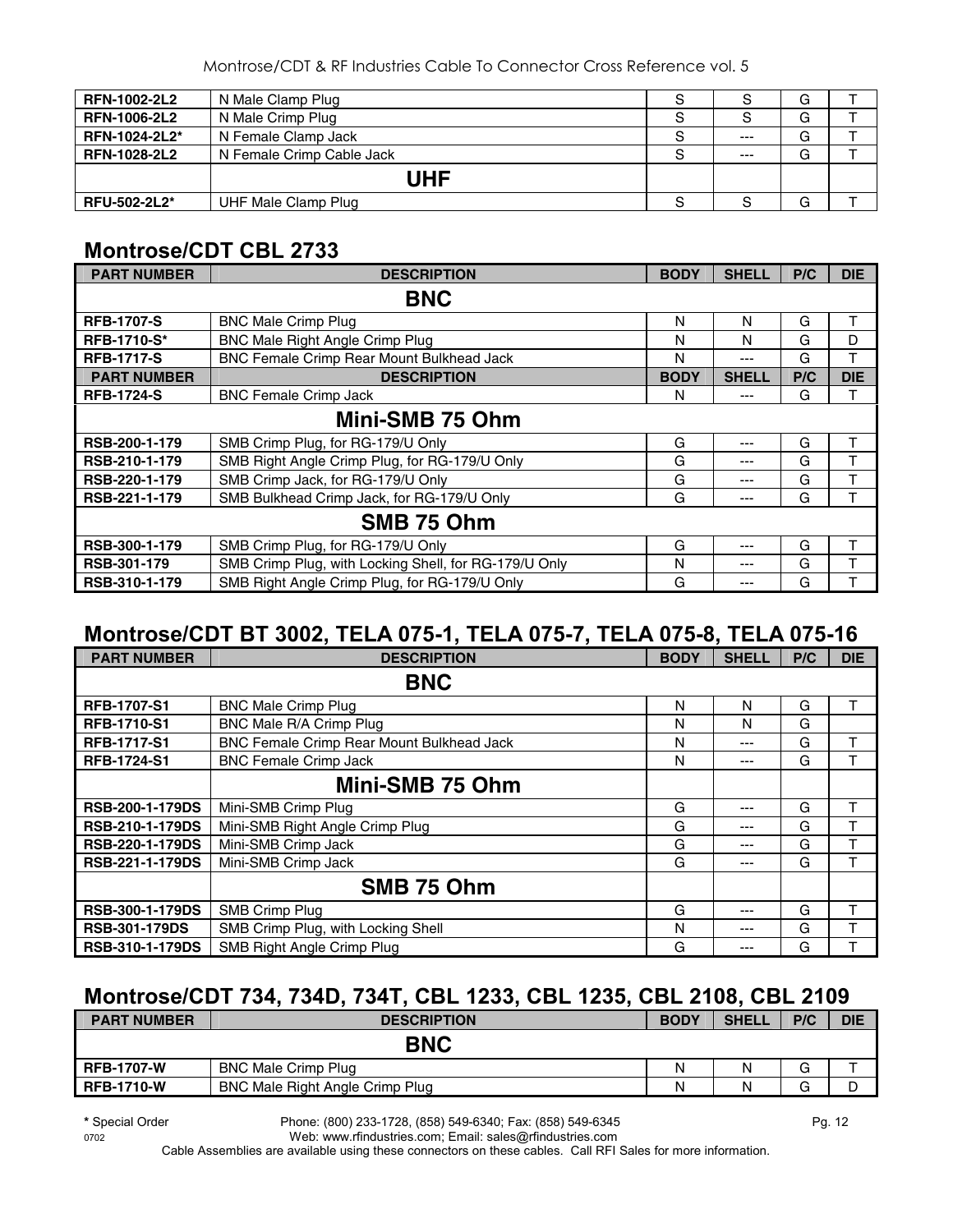| | | | | | |
|---|---|---|---|---|---|
| **RFN-1002-2L2** | N Male Clamp Plug | S | S | G | T |
| **RFN-1006-2L2** | N Male Crimp Plug | S | S | G | T |
| **RFN-1024-2L2*** | N Female Clamp Jack | S | --- | G | T |
| **RFN-1028-2L2** | N Female Crimp Cable Jack | S | --- | G | T |
| | **UHF** | | | | |
| **RFU-502-2L2*** | UHF Male Clamp Plug | S | S | G | T |

## Montrose/CDT CBL 2733

| PART NUMBER | DESCRIPTION | BODY | SHELL | P/C | DIE |
|---|---|---|---|---|---|
| | **BNC** | | | | |
| **RFB-1707-S** | BNC Male Crimp Plug | N | N | G | T |
| **RFB-1710-S*** | BNC Male Right Angle Crimp Plug | N | N | G | D |
| **RFB-1717-S** | BNC Female Crimp Rear Mount Bulkhead Jack | N | --- | G | T |
| **PART NUMBER** | **DESCRIPTION** | **BODY** | **SHELL** | **P/C** | **DIE** |
| **RFB-1724-S** | BNC Female Crimp Jack | N | --- | G | T |
| | **Mini-SMB 75 Ohm** | | | | |
| **RSB-200-1-179** | SMB Crimp Plug, for RG-179/U Only | G | --- | G | T |
| **RSB-210-1-179** | SMB Right Angle Crimp Plug, for RG-179/U Only | G | --- | G | T |
| **RSB-220-1-179** | SMB Crimp Jack, for RG-179/U Only | G | --- | G | T |
| **RSB-221-1-179** | SMB Bulkhead Crimp Jack, for RG-179/U Only | G | --- | G | T |
| | **SMB 75 Ohm** | | | | |
| **RSB-300-1-179** | SMB Crimp Plug, for RG-179/U Only | G | --- | G | T |
| **RSB-301-179** | SMB Crimp Plug, with Locking Shell, for RG-179/U Only | N | --- | G | T |
| **RSB-310-1-179** | SMB Right Angle Crimp Plug, for RG-179/U Only | G | --- | G | T |

## Montrose/CDT BT 3002, TELA 075-1, TELA 075-7, TELA 075-8, TELA 075-16

| PART NUMBER | DESCRIPTION | BODY | SHELL | P/C | DIE |
|---|---|---|---|---|---|
| | **BNC** | | | | |
| **RFB-1707-S1** | BNC Male Crimp Plug | N | N | G | T |
| **RFB-1710-S1** | BNC Male R/A Crimp Plug | N | N | G | |
| **RFB-1717-S1** | BNC Female Crimp Rear Mount Bulkhead Jack | N | --- | G | T |
| **RFB-1724-S1** | BNC Female Crimp Jack | N | --- | G | T |
| | **Mini-SMB 75 Ohm** | | | | |
| **RSB-200-1-179DS** | Mini-SMB Crimp Plug | G | --- | G | T |
| **RSB-210-1-179DS** | Mini-SMB Right Angle Crimp Plug | G | --- | G | T |
| **RSB-220-1-179DS** | Mini-SMB Crimp Jack | G | --- | G | T |
| **RSB-221-1-179DS** | Mini-SMB Crimp Jack | G | --- | G | T |
| | **SMB 75 Ohm** | | | | |
| **RSB-300-1-179DS** | SMB Crimp Plug | G | --- | G | T |
| **RSB-301-179DS** | SMB Crimp Plug, with Locking Shell | N | --- | G | T |
| **RSB-310-1-179DS** | SMB Right Angle Crimp Plug | G | --- | G | T |

## Montrose/CDT 734, 734D, 734T, CBL 1233, CBL 1235, CBL 2108, CBL 2109

| PART NUMBER | DESCRIPTION | BODY | SHELL | P/C | DIE |
|---|---|---|---|---|---|
| | **BNC** | | | | |
| **RFB-1707-W** | BNC Male Crimp Plug | N | N | G | T |
| **RFB-1710-W** | BNC Male Right Angle Crimp Plug | N | N | G | D |

**\*** Special Order Phone: (800) 233-1728, (858) 549-6340; Fax: (858) 549-6345

Web: www.rfindustries.com; Email: sales@rfindustries.com

Cable Assemblies are available using these connectors on these cables. Call RFI Sales for more information.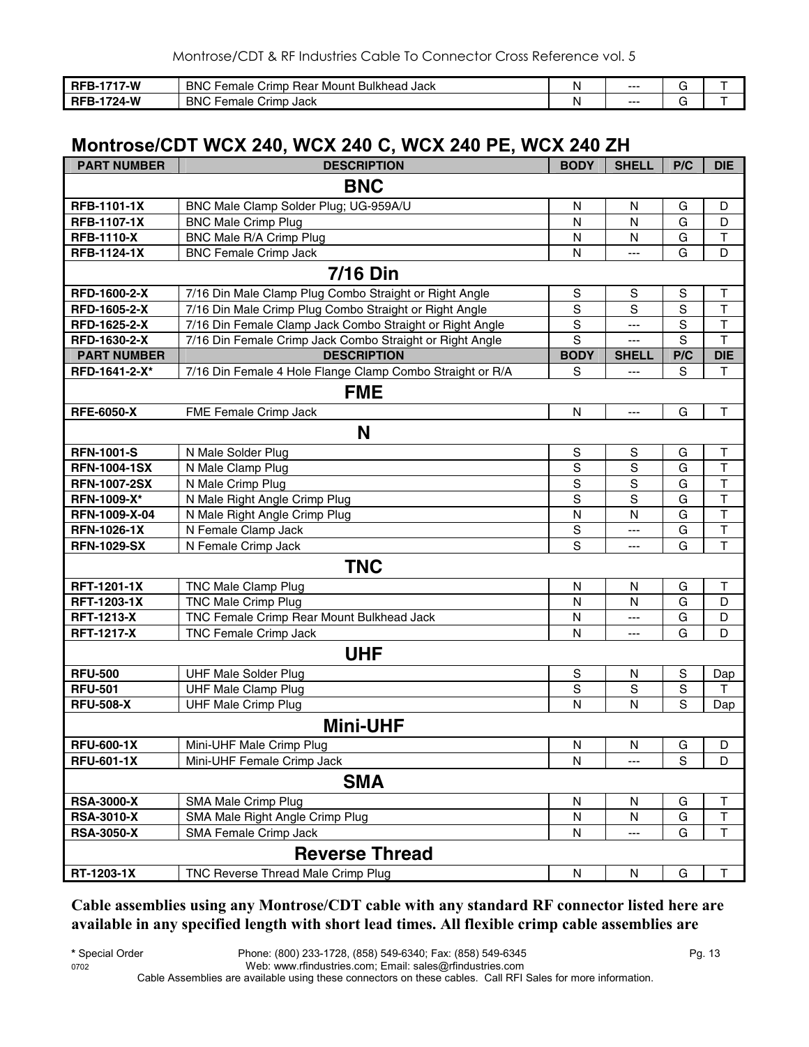| RFB-1717-W | BNC Female Crimp Rear Mount Bulkhead Jack | N | --- | G | T |
|---|---|---|---|---|---|
| RFB-1724-W | BNC Female Crimp Jack | N | --- | G | T |

## Montrose/CDT WCX 240, WCX 240 C, WCX 240 PE, WCX 240 ZH

| PART NUMBER | DESCRIPTION | BODY | SHELL | P/C | DIE |
|---|---|---|---|---|---|
| | **BNC** | | | | |
| RFB-1101-1X | BNC Male Clamp Solder Plug; UG-959A/U | N | N | G | D |
| RFB-1107-1X | BNC Male Crimp Plug | N | N | G | D |
| RFB-1110-X | BNC Male R/A Crimp Plug | N | N | G | T |
| RFB-1124-1X | BNC Female Crimp Jack | N | --- | G | D |
| | **7/16 Din** | | | | |
| RFD-1600-2-X | 7/16 Din Male Clamp Plug Combo Straight or Right Angle | S | S | S | T |
| RFD-1605-2-X | 7/16 Din Male Crimp Plug Combo Straight or Right Angle | S | S | S | T |
| RFD-1625-2-X | 7/16 Din Female Clamp Jack Combo Straight or Right Angle | S | --- | S | T |
| RFD-1630-2-X | 7/16 Din Female Crimp Jack Combo Straight or Right Angle | S | --- | S | T |
| **PART NUMBER** | **DESCRIPTION** | **BODY** | **SHELL** | **P/C** | **DIE** |
| RFD-1641-2-X* | 7/16 Din Female 4 Hole Flange Clamp Combo Straight or R/A | S | --- | S | T |
| | **FME** | | | | |
| RFE-6050-X | FME Female Crimp Jack | N | --- | G | T |
| | **N** | | | | |
| RFN-1001-S | N Male Solder Plug | S | S | G | T |
| RFN-1004-1SX | N Male Clamp Plug | S | S | G | T |
| RFN-1007-2SX | N Male Crimp Plug | S | S | G | T |
| RFN-1009-X* | N Male Right Angle Crimp Plug | S | S | G | T |
| RFN-1009-X-04 | N Male Right Angle Crimp Plug | N | N | G | T |
| RFN-1026-1X | N Female Clamp Jack | S | --- | G | T |
| RFN-1029-SX | N Female Crimp Jack | S | --- | G | T |
| | **TNC** | | | | |
| RFT-1201-1X | TNC Male Clamp Plug | N | N | G | T |
| RFT-1203-1X | TNC Male Crimp Plug | N | N | G | D |
| RFT-1213-X | TNC Female Crimp Rear Mount Bulkhead Jack | N | --- | G | D |
| RFT-1217-X | TNC Female Crimp Jack | N | --- | G | D |
| | **UHF** | | | | |
| RFU-500 | UHF Male Solder Plug | S | N | S | Dap |
| RFU-501 | UHF Male Clamp Plug | S | S | S | T |
| RFU-508-X | UHF Male Crimp Plug | N | N | S | Dap |
| | **Mini-UHF** | | | | |
| RFU-600-1X | Mini-UHF Male Crimp Plug | N | N | G | D |
| RFU-601-1X | Mini-UHF Female Crimp Jack | N | --- | S | D |
| | **SMA** | | | | |
| RSA-3000-X | SMA Male Crimp Plug | N | N | G | T |
| RSA-3010-X | SMA Male Right Angle Crimp Plug | N | N | G | T |
| RSA-3050-X | SMA Female Crimp Jack | N | --- | G | T |
| | **Reverse Thread** | | | | |
| RT-1203-1X | TNC Reverse Thread Male Crimp Plug | N | N | G | T |

**Cable assemblies using any Montrose/CDT cable with any standard RF connector listed here are available in any specified length with short lead times. All flexible crimp cable assemblies are**

* Special Order

Cable Assemblies are available using these connectors on these cables. Call RFI Sales for more information.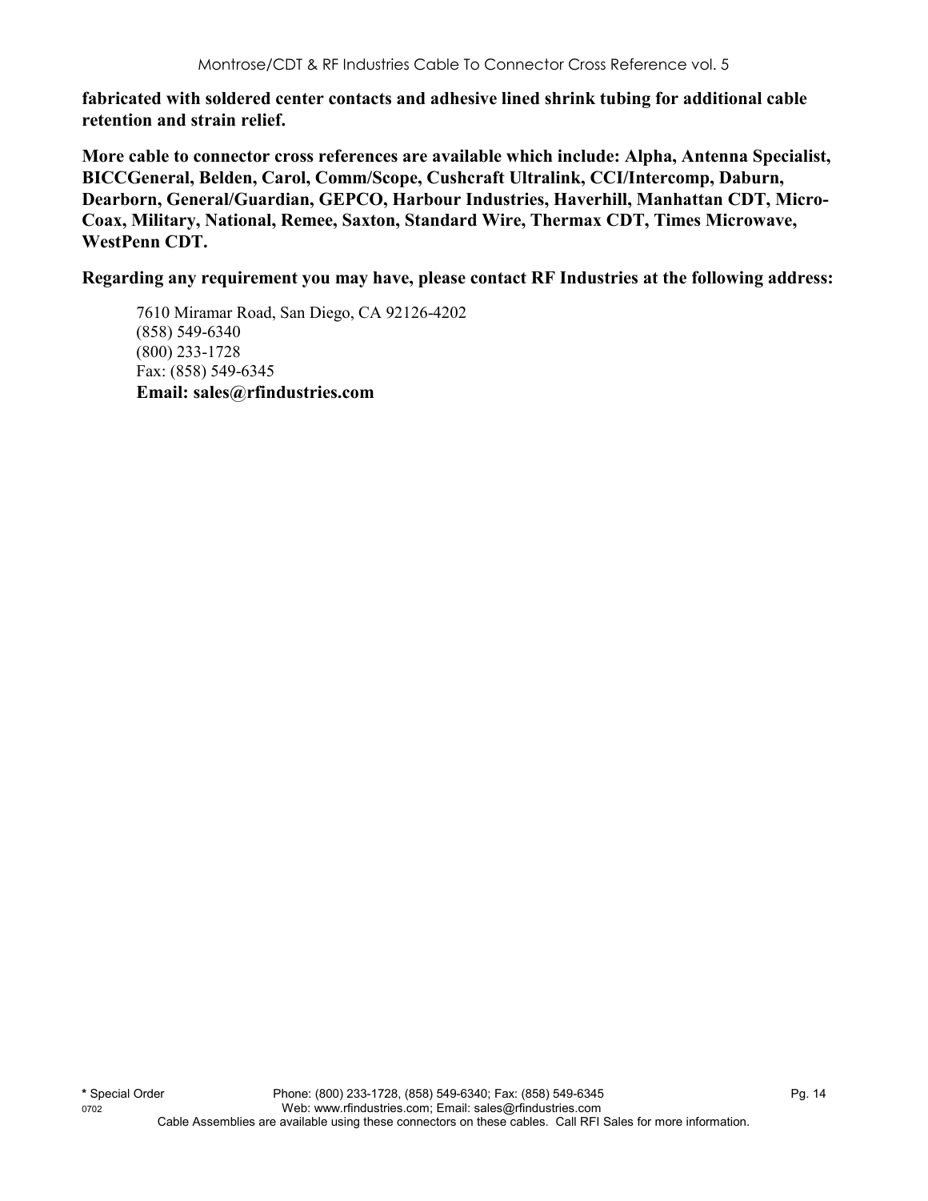**fabricated with soldered center contacts and adhesive lined shrink tubing for additional cable retention and strain relief.**

**More cable to connector cross references are available which include: Alpha, Antenna Specialist, BICCGeneral, Belden, Carol, Comm/Scope, Cushcraft Ultralink, CCI/Intercomp, Daburn, Dearborn, General/Guardian, GEPCO, Harbour Industries, Haverhill, Manhattan CDT, Micro-Coax, Military, National, Remee, Saxton, Standard Wire, Thermax CDT, Times Microwave, WestPenn CDT.**

**Regarding any requirement you may have, please contact RF Industries at the following address:**

7610 Miramar Road, San Diego, CA 92126-4202
(858) 549-6340
(800) 233-1728
Fax: (858) 549-6345
**Email: sales@rfindustries.com**

* Special Order

Cable Assemblies are available using these connectors on these cables. Call RFI Sales for more information.